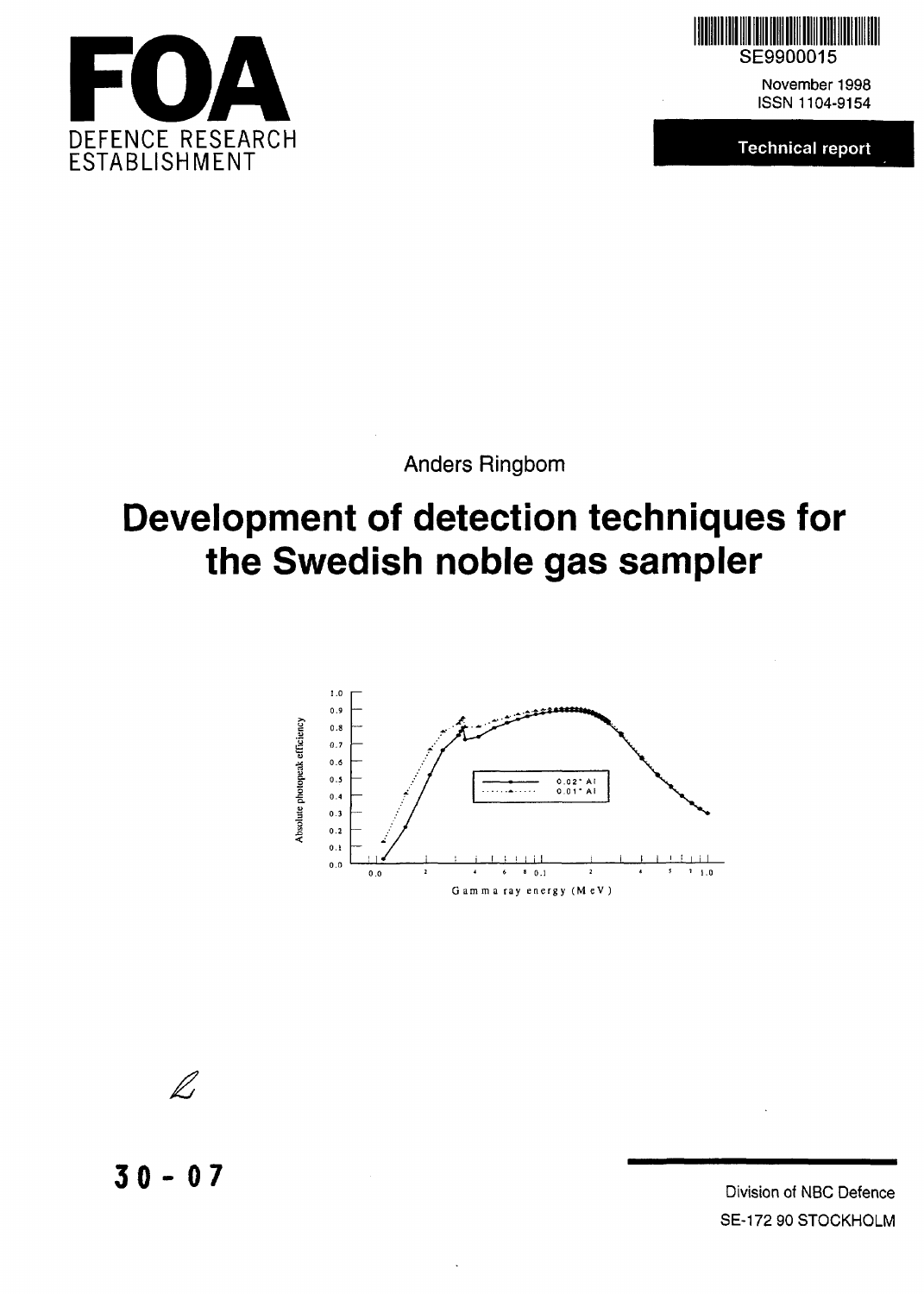# FOA

DEFENCE RESEARCH ESTABLISHMENT

SE9900015

November 1998

ISSN 1104-9154

**Technical report**

Anders Ringbom

# Development of detection techniques for the Swedish noble gas sampler

30 - 07

Division of NBC Defence

SE-172 90 STOCKHOLM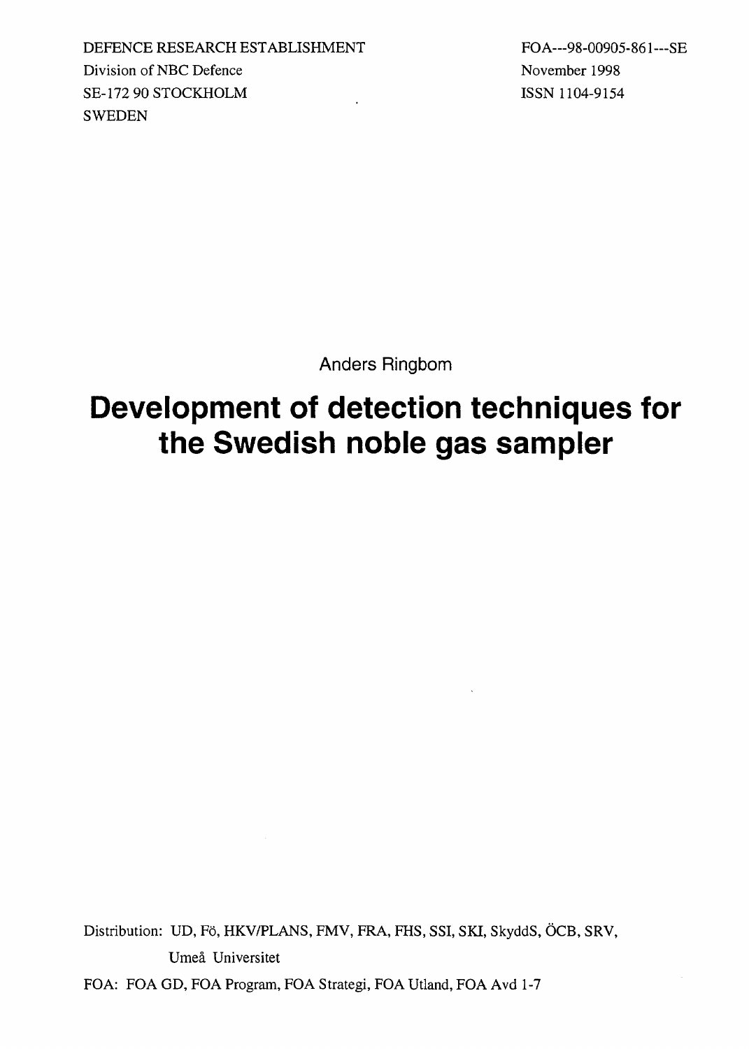DEFENCE RESEARCH ESTABLISHMENT
Division of NBC Defence
SE-172 90 STOCKHOLM
SWEDEN

FOA---98-00905-861---SE
November 1998
ISSN 1104-9154

Anders Ringbom

# Development of detection techniques for the Swedish noble gas sampler

Distribution: UD, Fö, HKV/PLANS, FMV, FRA, FHS, SSI, SKI, SkyddS, ÖCB, SRV, Umeå Universitet

FOA: FOA GD, FOA Program, FOA Strategi, FOA Utland, FOA Avd 1-7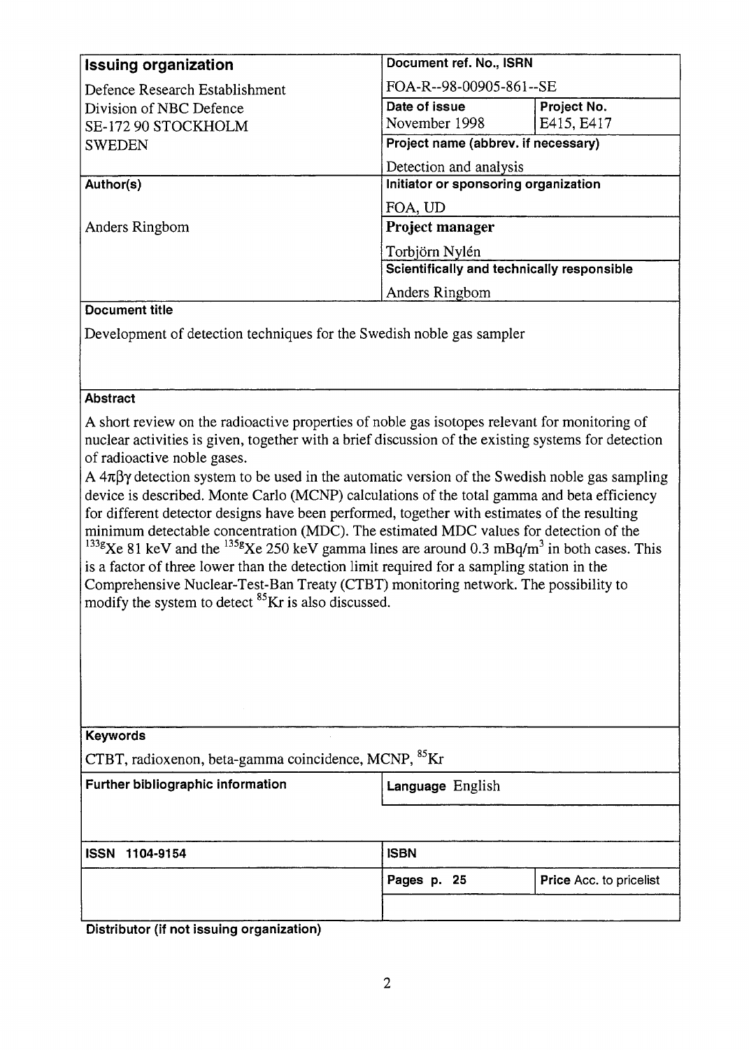| Issuing organization | Document ref. No., ISRN | |
|---|---|---|
| Defence Research Establishment<br>Division of NBC Defence<br>SE-172 90 STOCKHOLM<br>SWEDEN | FOA-R--98-00905-861--SE | |
| | **Date of issue**<br>November 1998 | **Project No.**<br>E415, E417 |
| | **Project name (abbrev. if necessary)**<br>Detection and analysis | |
| **Author(s)** | **Initiator or sponsoring organization**<br>FOA, UD | |
| Anders Ringbom | **Project manager**<br>Torbjörn Nylén | |
| | **Scientifically and technically responsible**<br>Anders Ringbom | |

**Document title**

Development of detection techniques for the Swedish noble gas sampler

**Abstract**

A short review on the radioactive properties of noble gas isotopes relevant for monitoring of nuclear activities is given, together with a brief discussion of the existing systems for detection of radioactive noble gases.

A $4\pi\beta\gamma$ detection system to be used in the automatic version of the Swedish noble gas sampling device is described. Monte Carlo (MCNP) calculations of the total gamma and beta efficiency for different detector designs have been performed, together with estimates of the resulting minimum detectable concentration (MDC). The estimated MDC values for detection of the $^{133g}$Xe 81 keV and the $^{135g}$Xe 250 keV gamma lines are around 0.3 mBq/m$^3$ in both cases. This is a factor of three lower than the detection limit required for a sampling station in the Comprehensive Nuclear-Test-Ban Treaty (CTBT) monitoring network. The possibility to modify the system to detect $^{85}$Kr is also discussed.

**Keywords**

CTBT, radioxenon, beta-gamma coincidence, MCNP, $^{85}$Kr

| Further bibliographic information | Language English | |
|---|---|---|
| **ISSN** 1104-9154 | **ISBN** | |
| | **Pages** p. 25 | **Price** Acc. to pricelist |

**Distributor (if not issuing organization)**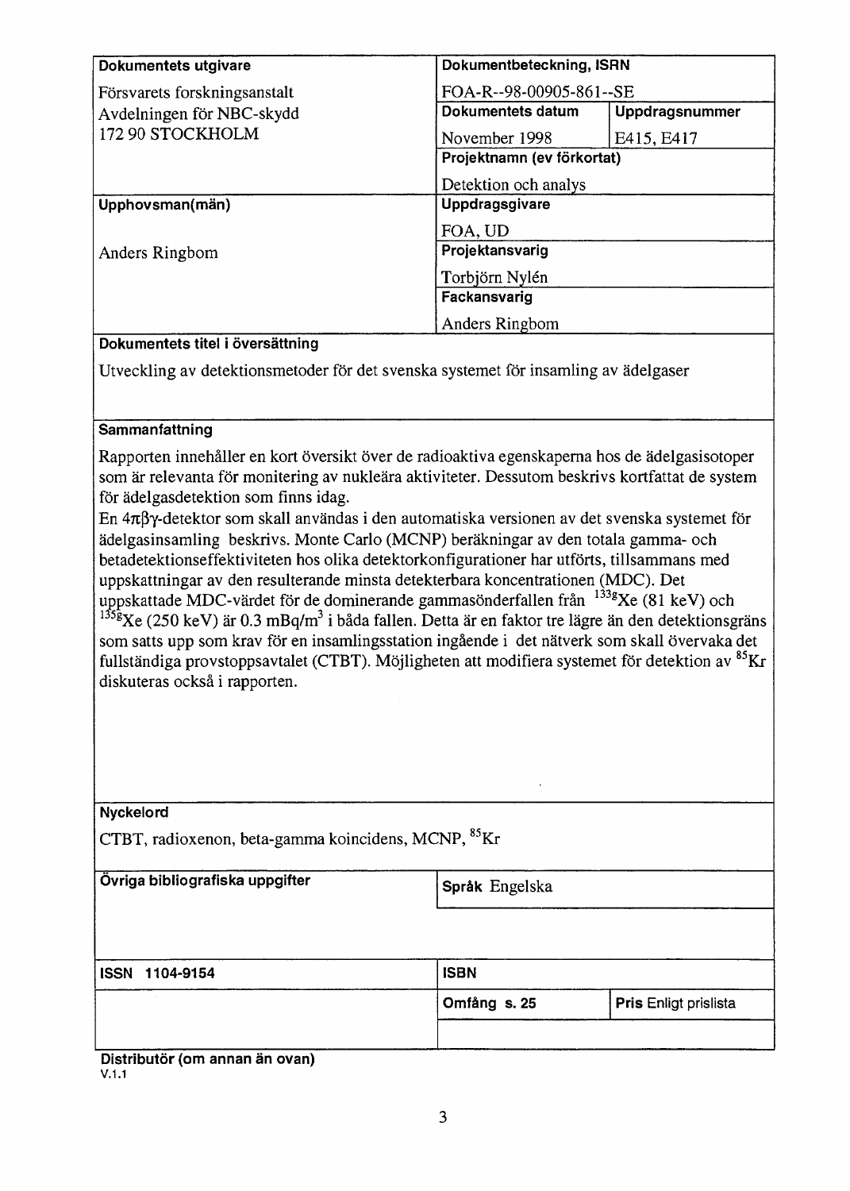| Dokumentets utgivare | Dokumentbeteckning, ISRN | |
|---|---|---|
| Försvarets forskningsanstalt<br>Avdelningen för NBC-skydd<br>172 90 STOCKHOLM | FOA-R--98-00905-861--SE | |
| | **Dokumentets datum**<br>November 1998 | **Uppdragsnummer**<br>E415, E417 |
| | **Projektnamn (ev förkortat)**<br>Detektion och analys | |
| **Upphovsman(män)**<br>Anders Ringbom | **Uppdragsgivare**<br>FOA, UD | |
| | **Projektansvarig**<br>Torbjörn Nylén | |
| | **Fackansvarig**<br>Anders Ringbom | |

**Dokumentets titel i översättning**

Utveckling av detektionsmetoder för det svenska systemet för insamling av ädelgaser

**Sammanfattning**

Rapporten innehåller en kort översikt över de radioaktiva egenskaperna hos de ädelgasisotoper som är relevanta för monitering av nukleära aktiviteter. Dessutom beskrivs kortfattat de system för ädelgasdetektion som finns idag.
En $4\pi\beta\gamma$-detektor som skall användas i den automatiska versionen av det svenska systemet för ädelgasinsamling beskrivs. Monte Carlo (MCNP) beräkningar av den totala gamma- och betadetektionseffektiviteten hos olika detektorkonfigurationer har utförts, tillsammans med uppskattningar av den resulterande minsta detekterbara koncentrationen (MDC). Det uppskattade MDC-värdet för de dominerande gammasönderfallen från $^{133g}$Xe (81 keV) och $^{135g}$Xe (250 keV) är 0.3 mBq/m$^3$ i båda fallen. Detta är en faktor tre lägre än den detektionsgräns som satts upp som krav för en insamlingsstation ingående i det nätverk som skall övervaka det fullständiga provstoppsavtalet (CTBT). Möjligheten att modifiera systemet för detektion av $^{85}$Kr diskuteras också i rapporten.

**Nyckelord**

CTBT, radioxenon, beta-gamma koincidens, MCNP, $^{85}$Kr

| Övriga bibliografiska uppgifter | Språk Engelska | |
|---|---|---|
| | | |
| **ISSN** 1104-9154 | **ISBN** | |
| | **Omfång** s. 25 | **Pris** Enligt prislista |

**Distributör (om annan än ovan)**

V.1.1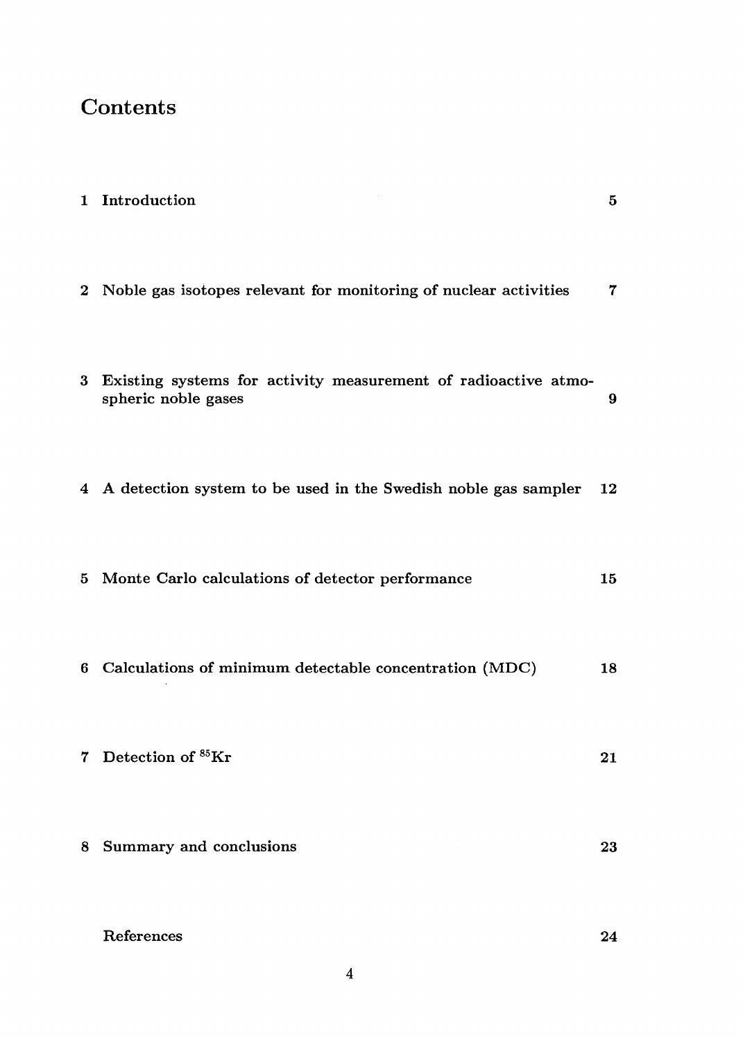# Contents

1 Introduction 5

2 Noble gas isotopes relevant for monitoring of nuclear activities 7

3 Existing systems for activity measurement of radioactive atmospheric noble gases 9

4 A detection system to be used in the Swedish noble gas sampler 12

5 Monte Carlo calculations of detector performance 15

6 Calculations of minimum detectable concentration (MDC) 18

7 Detection of $^{85}Kr$ 21

8 Summary and conclusions 23

References 24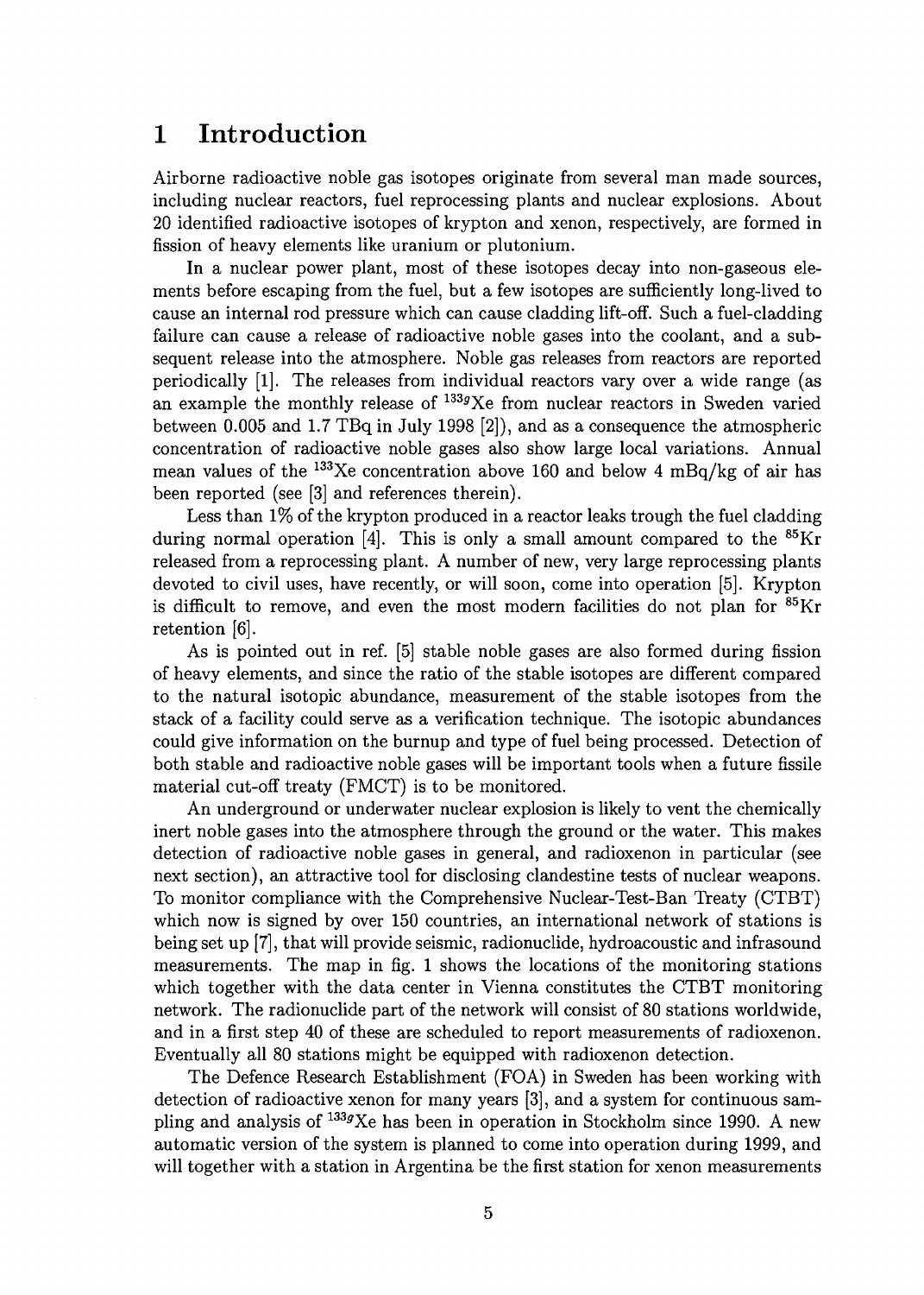# 1 Introduction

Airborne radioactive noble gas isotopes originate from several man made sources, including nuclear reactors, fuel reprocessing plants and nuclear explosions. About 20 identified radioactive isotopes of krypton and xenon, respectively, are formed in fission of heavy elements like uranium or plutonium.

In a nuclear power plant, most of these isotopes decay into non-gaseous elements before escaping from the fuel, but a few isotopes are sufficiently long-lived to cause an internal rod pressure which can cause cladding lift-off. Such a fuel-cladding failure can cause a release of radioactive noble gases into the coolant, and a subsequent release into the atmosphere. Noble gas releases from reactors are reported periodically [1]. The releases from individual reactors vary over a wide range (as an example the monthly release of $^{133g}$Xe from nuclear reactors in Sweden varied between 0.005 and 1.7 TBq in July 1998 [2]), and as a consequence the atmospheric concentration of radioactive noble gases also show large local variations. Annual mean values of the $^{133}$Xe concentration above 160 and below 4 mBq/kg of air has been reported (see [3] and references therein).

Less than 1% of the krypton produced in a reactor leaks trough the fuel cladding during normal operation [4]. This is only a small amount compared to the $^{85}$Kr released from a reprocessing plant. A number of new, very large reprocessing plants devoted to civil uses, have recently, or will soon, come into operation [5]. Krypton is difficult to remove, and even the most modern facilities do not plan for $^{85}$Kr retention [6].

As is pointed out in ref. [5] stable noble gases are also formed during fission of heavy elements, and since the ratio of the stable isotopes are different compared to the natural isotopic abundance, measurement of the stable isotopes from the stack of a facility could serve as a verification technique. The isotopic abundances could give information on the burnup and type of fuel being processed. Detection of both stable and radioactive noble gases will be important tools when a future fissile material cut-off treaty (FMCT) is to be monitored.

An underground or underwater nuclear explosion is likely to vent the chemically inert noble gases into the atmosphere through the ground or the water. This makes detection of radioactive noble gases in general, and radioxenon in particular (see next section), an attractive tool for disclosing clandestine tests of nuclear weapons. To monitor compliance with the Comprehensive Nuclear-Test-Ban Treaty (CTBT) which now is signed by over 150 countries, an international network of stations is being set up [7], that will provide seismic, radionuclide, hydroacoustic and infrasound measurements. The map in fig. 1 shows the locations of the monitoring stations which together with the data center in Vienna constitutes the CTBT monitoring network. The radionuclide part of the network will consist of 80 stations worldwide, and in a first step 40 of these are scheduled to report measurements of radioxenon. Eventually all 80 stations might be equipped with radioxenon detection.

The Defence Research Establishment (FOA) in Sweden has been working with detection of radioactive xenon for many years [3], and a system for continuous sampling and analysis of $^{133g}$Xe has been in operation in Stockholm since 1990. A new automatic version of the system is planned to come into operation during 1999, and will together with a station in Argentina be the first station for xenon measurements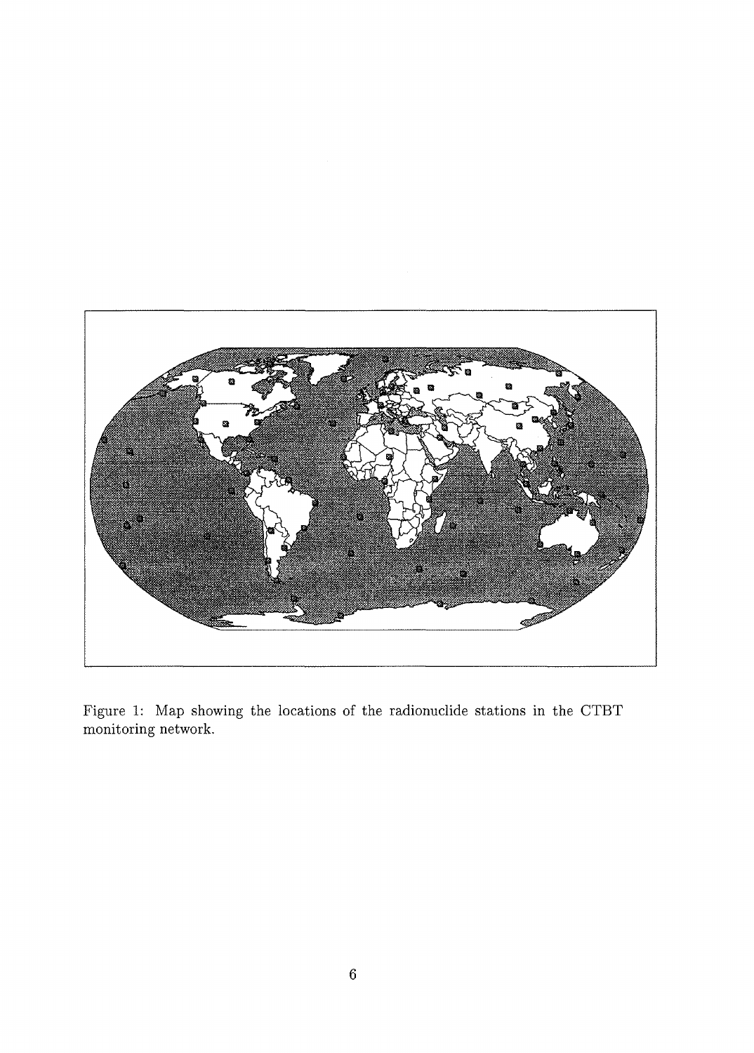Figure 1: Map showing the locations of the radionuclide stations in the CTBT monitoring network.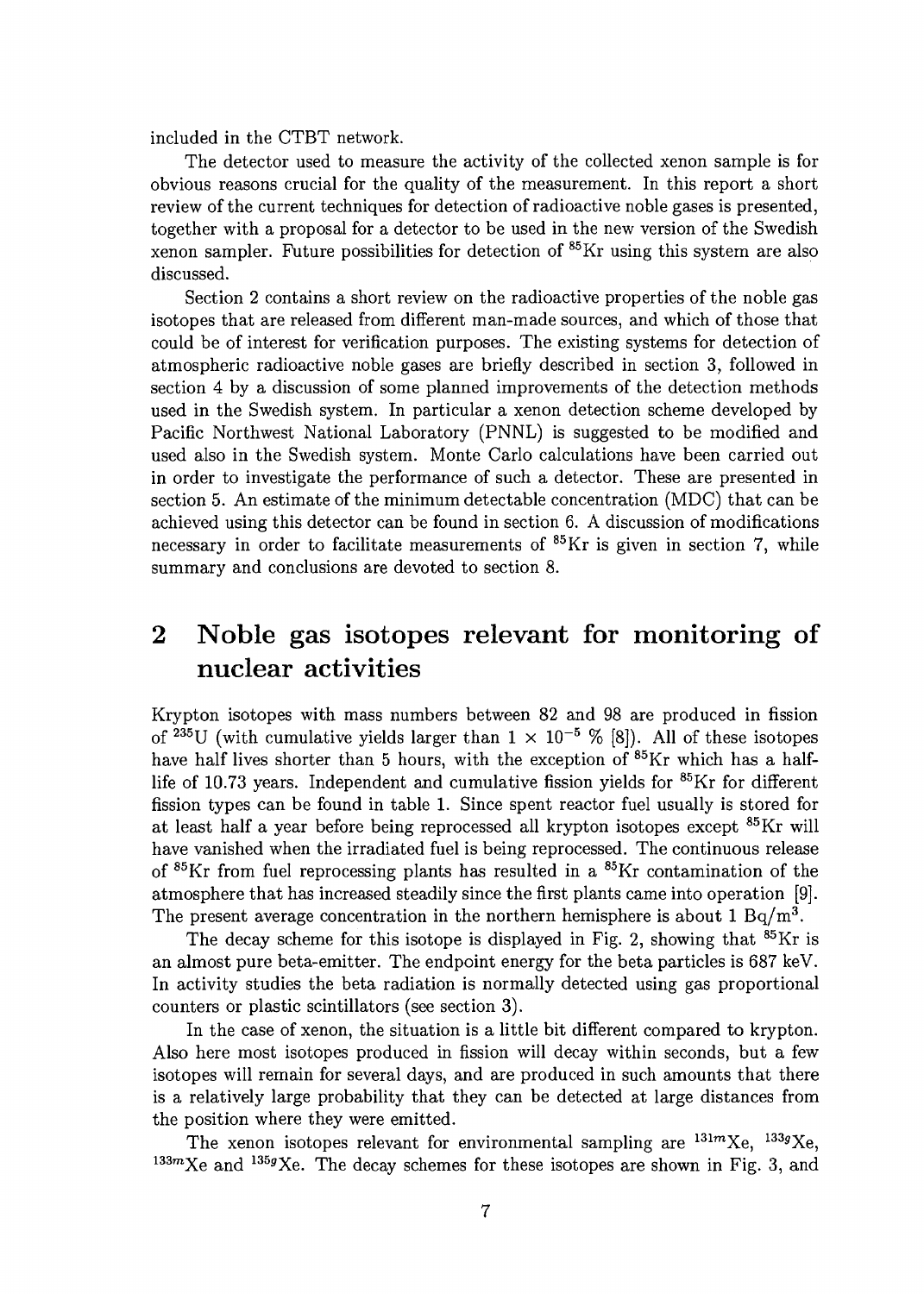included in the CTBT network.

The detector used to measure the activity of the collected xenon sample is for obvious reasons crucial for the quality of the measurement. In this report a short review of the current techniques for detection of radioactive noble gases is presented, together with a proposal for a detector to be used in the new version of the Swedish xenon sampler. Future possibilities for detection of $^{85}$Kr using this system are also discussed.

Section 2 contains a short review on the radioactive properties of the noble gas isotopes that are released from different man-made sources, and which of those that could be of interest for verification purposes. The existing systems for detection of atmospheric radioactive noble gases are briefly described in section 3, followed in section 4 by a discussion of some planned improvements of the detection methods used in the Swedish system. In particular a xenon detection scheme developed by Pacific Northwest National Laboratory (PNNL) is suggested to be modified and used also in the Swedish system. Monte Carlo calculations have been carried out in order to investigate the performance of such a detector. These are presented in section 5. An estimate of the minimum detectable concentration (MDC) that can be achieved using this detector can be found in section 6. A discussion of modifications necessary in order to facilitate measurements of $^{85}$Kr is given in section 7, while summary and conclusions are devoted to section 8.

## 2 Noble gas isotopes relevant for monitoring of nuclear activities

Krypton isotopes with mass numbers between 82 and 98 are produced in fission of $^{235}$U (with cumulative yields larger than $1 \times 10^{-5}$ % [8]). All of these isotopes have half lives shorter than 5 hours, with the exception of $^{85}$Kr which has a half-life of 10.73 years. Independent and cumulative fission yields for $^{85}$Kr for different fission types can be found in table 1. Since spent reactor fuel usually is stored for at least half a year before being reprocessed all krypton isotopes except $^{85}$Kr will have vanished when the irradiated fuel is being reprocessed. The continuous release of $^{85}$Kr from fuel reprocessing plants has resulted in a $^{85}$Kr contamination of the atmosphere that has increased steadily since the first plants came into operation [9]. The present average concentration in the northern hemisphere is about 1 Bq/m$^3$.

The decay scheme for this isotope is displayed in Fig. 2, showing that $^{85}$Kr is an almost pure beta-emitter. The endpoint energy for the beta particles is 687 keV. In activity studies the beta radiation is normally detected using gas proportional counters or plastic scintillators (see section 3).

In the case of xenon, the situation is a little bit different compared to krypton. Also here most isotopes produced in fission will decay within seconds, but a few isotopes will remain for several days, and are produced in such amounts that there is a relatively large probability that they can be detected at large distances from the position where they were emitted.

The xenon isotopes relevant for environmental sampling are $^{131m}$Xe, $^{133g}$Xe, $^{133m}$Xe and $^{135g}$Xe. The decay schemes for these isotopes are shown in Fig. 3, and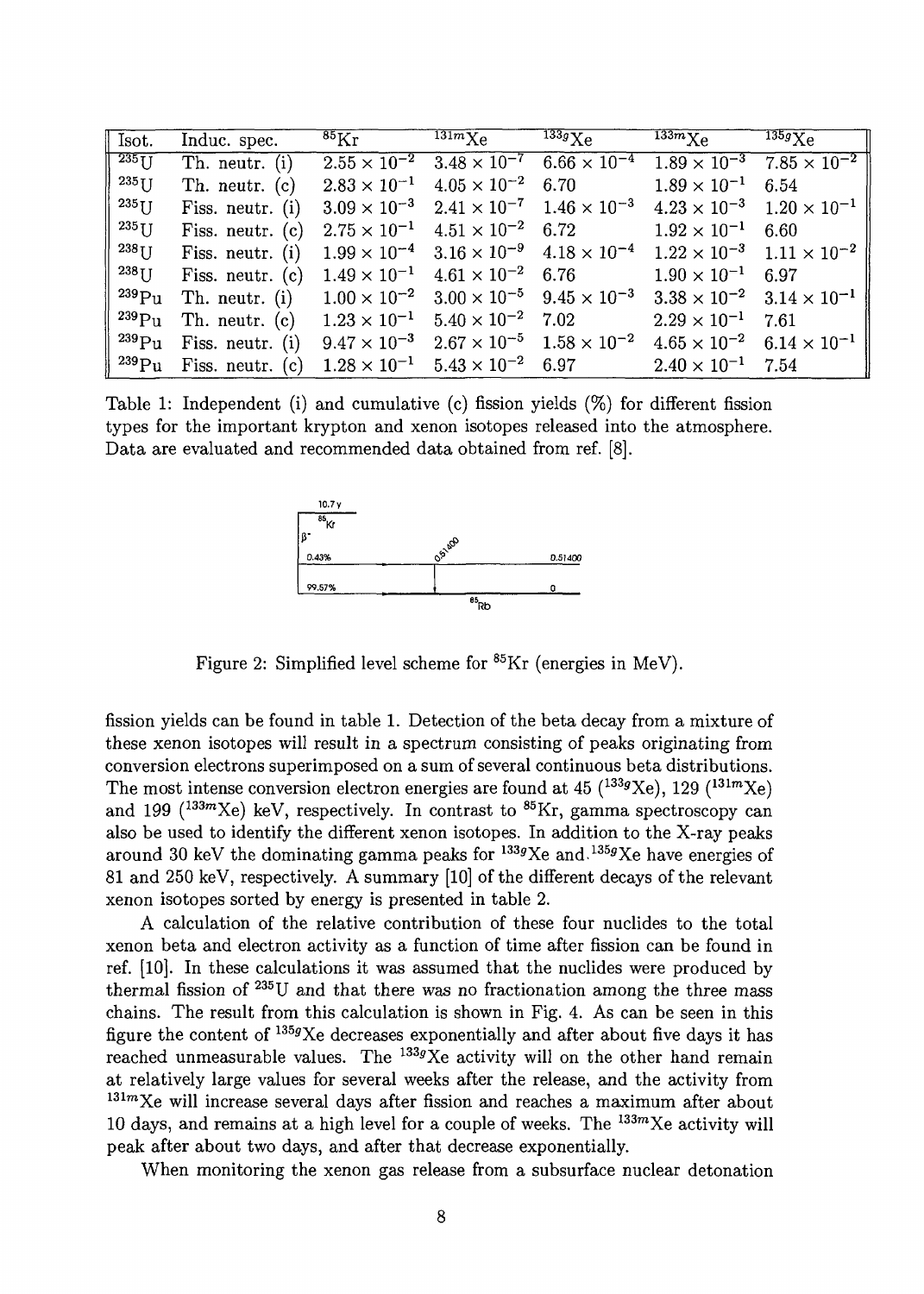| Isot. | Induc. spec. | $^{85}$Kr | $^{131m}$Xe | $^{133g}$Xe | $^{133m}$Xe | $^{135g}$Xe |
|---|---|---|---|---|---|---|
| $^{235}$U | Th. neutr. (i) | $2.55 \times 10^{-2}$ | $3.48 \times 10^{-7}$ | $6.66 \times 10^{-4}$ | $1.89 \times 10^{-3}$ | $7.85 \times 10^{-2}$ |
| $^{235}$U | Th. neutr. (c) | $2.83 \times 10^{-1}$ | $4.05 \times 10^{-2}$ | 6.70 | $1.89 \times 10^{-1}$ | 6.54 |
| $^{235}$U | Fiss. neutr. (i) | $3.09 \times 10^{-3}$ | $2.41 \times 10^{-7}$ | $1.46 \times 10^{-3}$ | $4.23 \times 10^{-3}$ | $1.20 \times 10^{-1}$ |
| $^{235}$U | Fiss. neutr. (c) | $2.75 \times 10^{-1}$ | $4.51 \times 10^{-2}$ | 6.72 | $1.92 \times 10^{-1}$ | 6.60 |
| $^{238}$U | Fiss. neutr. (i) | $1.99 \times 10^{-4}$ | $3.16 \times 10^{-9}$ | $4.18 \times 10^{-4}$ | $1.22 \times 10^{-3}$ | $1.11 \times 10^{-2}$ |
| $^{238}$U | Fiss. neutr. (c) | $1.49 \times 10^{-1}$ | $4.61 \times 10^{-2}$ | 6.76 | $1.90 \times 10^{-1}$ | 6.97 |
| $^{239}$Pu | Th. neutr. (i) | $1.00 \times 10^{-2}$ | $3.00 \times 10^{-5}$ | $9.45 \times 10^{-3}$ | $3.38 \times 10^{-2}$ | $3.14 \times 10^{-1}$ |
| $^{239}$Pu | Th. neutr. (c) | $1.23 \times 10^{-1}$ | $5.40 \times 10^{-2}$ | 7.02 | $2.29 \times 10^{-1}$ | 7.61 |
| $^{239}$Pu | Fiss. neutr. (i) | $9.47 \times 10^{-3}$ | $2.67 \times 10^{-5}$ | $1.58 \times 10^{-2}$ | $4.65 \times 10^{-2}$ | $6.14 \times 10^{-1}$ |
| $^{239}$Pu | Fiss. neutr. (c) | $1.28 \times 10^{-1}$ | $5.43 \times 10^{-2}$ | 6.97 | $2.40 \times 10^{-1}$ | 7.54 |

Table 1: Independent (i) and cumulative (c) fission yields (%) for different fission types for the important krypton and xenon isotopes released into the atmosphere. Data are evaluated and recommended data obtained from ref. [8].

Figure 2: Simplified level scheme for $^{85}$Kr (energies in MeV).

fission yields can be found in table 1. Detection of the beta decay from a mixture of these xenon isotopes will result in a spectrum consisting of peaks originating from conversion electrons superimposed on a sum of several continuous beta distributions. The most intense conversion electron energies are found at 45 ($^{133g}$Xe), 129 ($^{131m}$Xe) and 199 ($^{133m}$Xe) keV, respectively. In contrast to $^{85}$Kr, gamma spectroscopy can also be used to identify the different xenon isotopes. In addition to the X-ray peaks around 30 keV the dominating gamma peaks for $^{133g}$Xe and $^{135g}$Xe have energies of 81 and 250 keV, respectively. A summary [10] of the different decays of the relevant xenon isotopes sorted by energy is presented in table 2.

A calculation of the relative contribution of these four nuclides to the total xenon beta and electron activity as a function of time after fission can be found in ref. [10]. In these calculations it was assumed that the nuclides were produced by thermal fission of $^{235}$U and that there was no fractionation among the three mass chains. The result from this calculation is shown in Fig. 4. As can be seen in this figure the content of $^{135g}$Xe decreases exponentially and after about five days it has reached unmeasurable values. The $^{133g}$Xe activity will on the other hand remain at relatively large values for several weeks after the release, and the activity from $^{131m}$Xe will increase several days after fission and reaches a maximum after about 10 days, and remains at a high level for a couple of weeks. The $^{133m}$Xe activity will peak after about two days, and after that decrease exponentially.

When monitoring the xenon gas release from a subsurface nuclear detonation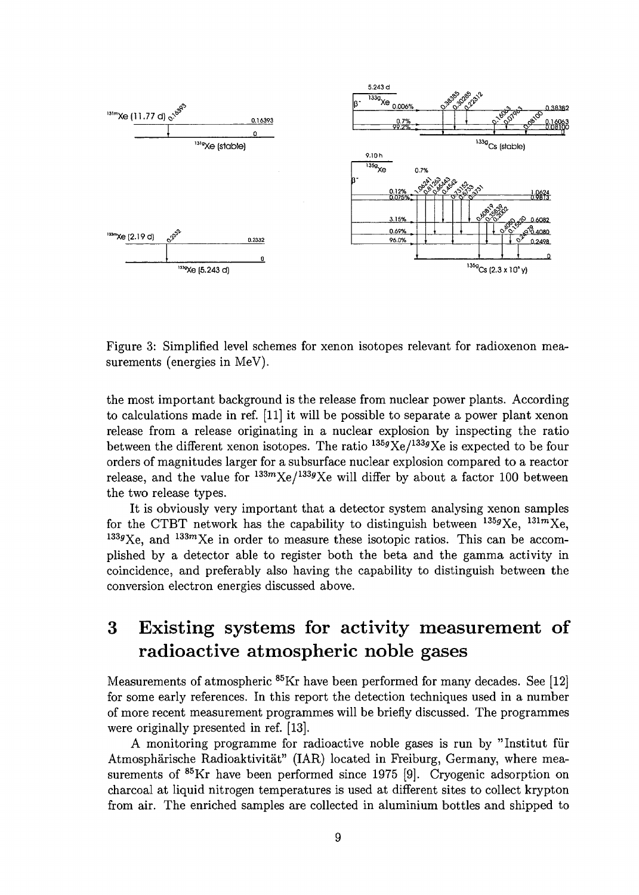Figure 3: Simplified level schemes for xenon isotopes relevant for radioxenon measurements (energies in MeV).

the most important background is the release from nuclear power plants. According to calculations made in ref. [11] it will be possible to separate a power plant xenon release from a release originating in a nuclear explosion by inspecting the ratio between the different xenon isotopes. The ratio $^{135g}$Xe/$^{133g}$Xe is expected to be four orders of magnitudes larger for a subsurface nuclear explosion compared to a reactor release, and the value for $^{133m}$Xe/$^{133g}$Xe will differ by about a factor 100 between the two release types.

It is obviously very important that a detector system analysing xenon samples for the CTBT network has the capability to distinguish between $^{135g}$Xe, $^{131m}$Xe, $^{133g}$Xe, and $^{133m}$Xe in order to measure these isotopic ratios. This can be accomplished by a detector able to register both the beta and the gamma activity in coincidence, and preferably also having the capability to distinguish between the conversion electron energies discussed above.

# 3 Existing systems for activity measurement of radioactive atmospheric noble gases

Measurements of atmospheric $^{85}$Kr have been performed for many decades. See [12] for some early references. In this report the detection techniques used in a number of more recent measurement programmes will be briefly discussed. The programmes were originally presented in ref. [13].

A monitoring programme for radioactive noble gases is run by "Institut für Atmosphärische Radioaktivität" (IAR) located in Freiburg, Germany, where measurements of $^{85}$Kr have been performed since 1975 [9]. Cryogenic adsorption on charcoal at liquid nitrogen temperatures is used at different sites to collect krypton from air. The enriched samples are collected in aluminium bottles and shipped to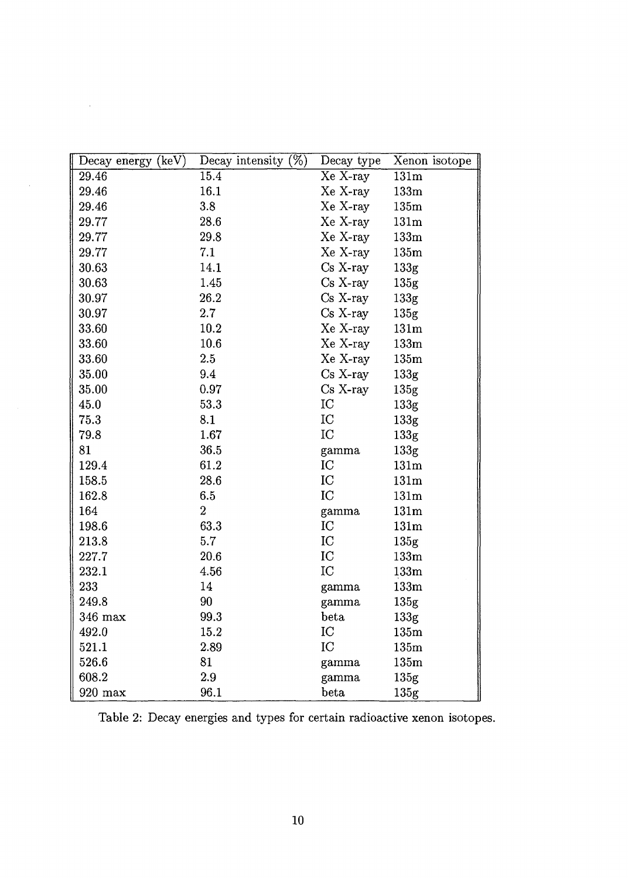| Decay energy (keV) | Decay intensity (%) | Decay type | Xenon isotope |
|---|---|---|---|
| 29.46 | 15.4 | Xe X-ray | 131m |
| 29.46 | 16.1 | Xe X-ray | 133m |
| 29.46 | 3.8 | Xe X-ray | 135m |
| 29.77 | 28.6 | Xe X-ray | 131m |
| 29.77 | 29.8 | Xe X-ray | 133m |
| 29.77 | 7.1 | Xe X-ray | 135m |
| 30.63 | 14.1 | Cs X-ray | 133g |
| 30.63 | 1.45 | Cs X-ray | 135g |
| 30.97 | 26.2 | Cs X-ray | 133g |
| 30.97 | 2.7 | Cs X-ray | 135g |
| 33.60 | 10.2 | Xe X-ray | 131m |
| 33.60 | 10.6 | Xe X-ray | 133m |
| 33.60 | 2.5 | Xe X-ray | 135m |
| 35.00 | 9.4 | Cs X-ray | 133g |
| 35.00 | 0.97 | Cs X-ray | 135g |
| 45.0 | 53.3 | IC | 133g |
| 75.3 | 8.1 | IC | 133g |
| 79.8 | 1.67 | IC | 133g |
| 81 | 36.5 | gamma | 133g |
| 129.4 | 61.2 | IC | 131m |
| 158.5 | 28.6 | IC | 131m |
| 162.8 | 6.5 | IC | 131m |
| 164 | 2 | gamma | 131m |
| 198.6 | 63.3 | IC | 131m |
| 213.8 | 5.7 | IC | 135g |
| 227.7 | 20.6 | IC | 133m |
| 232.1 | 4.56 | IC | 133m |
| 233 | 14 | gamma | 133m |
| 249.8 | 90 | gamma | 135g |
| 346 max | 99.3 | beta | 133g |
| 492.0 | 15.2 | IC | 135m |
| 521.1 | 2.89 | IC | 135m |
| 526.6 | 81 | gamma | 135m |
| 608.2 | 2.9 | gamma | 135g |
| 920 max | 96.1 | beta | 135g |

Table 2: Decay energies and types for certain radioactive xenon isotopes.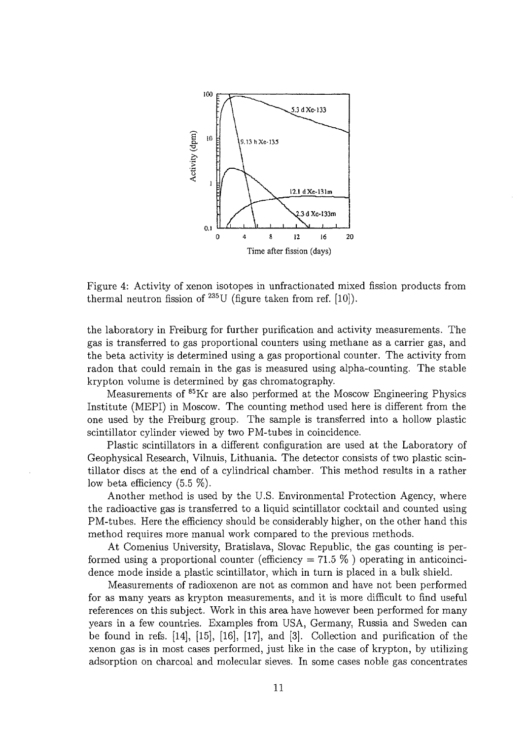Figure 4: Activity of xenon isotopes in unfractionated mixed fission products from thermal neutron fission of $^{235}U$ (figure taken from ref. [10]).

the laboratory in Freiburg for further purification and activity measurements. The gas is transferred to gas proportional counters using methane as a carrier gas, and the beta activity is determined using a gas proportional counter. The activity from radon that could remain in the gas is measured using alpha-counting. The stable krypton volume is determined by gas chromatography.

Measurements of $^{85}Kr$ are also performed at the Moscow Engineering Physics Institute (MEPI) in Moscow. The counting method used here is different from the one used by the Freiburg group. The sample is transferred into a hollow plastic scintillator cylinder viewed by two PM-tubes in coincidence.

Plastic scintillators in a different configuration are used at the Laboratory of Geophysical Research, Vilnuis, Lithuania. The detector consists of two plastic scintillator discs at the end of a cylindrical chamber. This method results in a rather low beta efficiency (5.5 %).

Another method is used by the U.S. Environmental Protection Agency, where the radioactive gas is transferred to a liquid scintillator cocktail and counted using PM-tubes. Here the efficiency should be considerably higher, on the other hand this method requires more manual work compared to the previous methods.

At Comenius University, Bratislava, Slovac Republic, the gas counting is performed using a proportional counter (efficiency = 71.5 % ) operating in anticoincidence mode inside a plastic scintillator, which in turn is placed in a bulk shield.

Measurements of radioxenon are not as common and have not been performed for as many years as krypton measurements, and it is more difficult to find useful references on this subject. Work in this area have however been performed for many years in a few countries. Examples from USA, Germany, Russia and Sweden can be found in refs. [14], [15], [16], [17], and [3]. Collection and purification of the xenon gas is in most cases performed, just like in the case of krypton, by utilizing adsorption on charcoal and molecular sieves. In some cases noble gas concentrates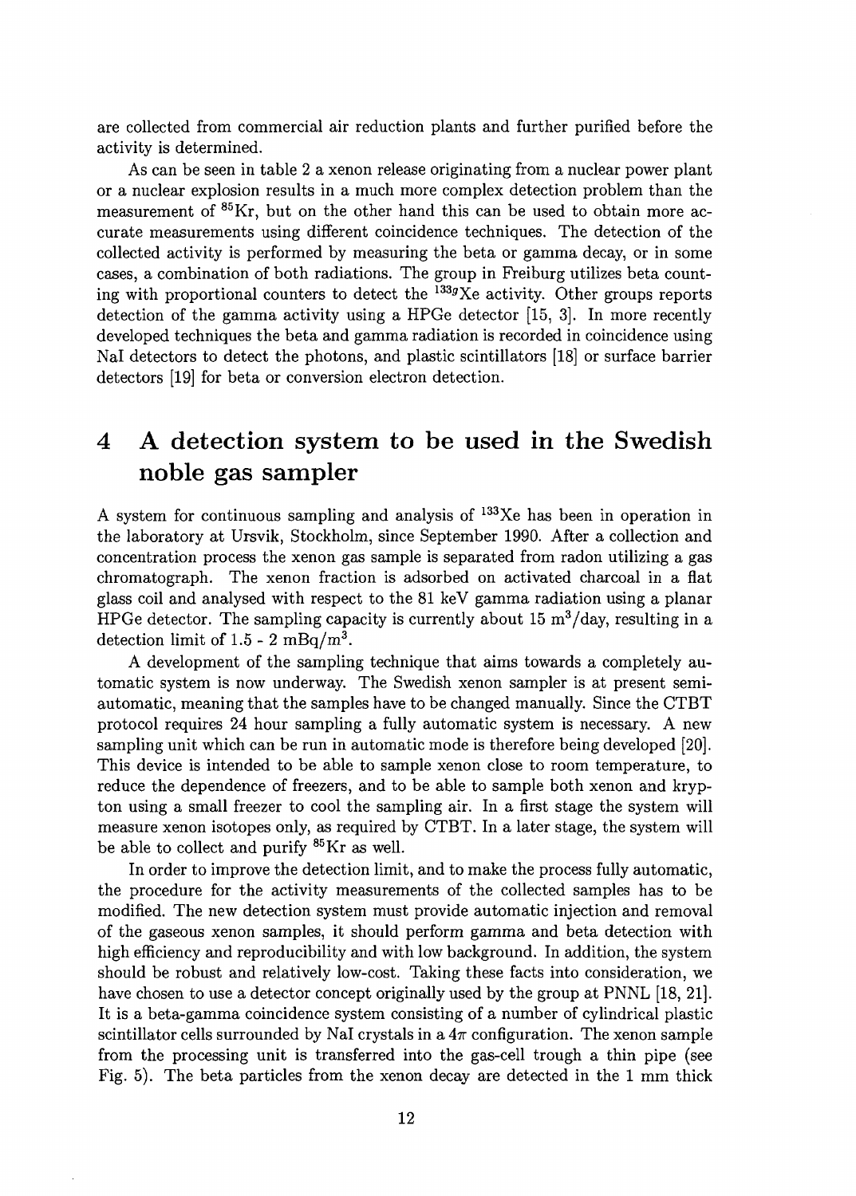are collected from commercial air reduction plants and further purified before the activity is determined.

As can be seen in table 2 a xenon release originating from a nuclear power plant or a nuclear explosion results in a much more complex detection problem than the measurement of $^{85}$Kr, but on the other hand this can be used to obtain more accurate measurements using different coincidence techniques. The detection of the collected activity is performed by measuring the beta or gamma decay, or in some cases, a combination of both radiations. The group in Freiburg utilizes beta counting with proportional counters to detect the $^{133g}$Xe activity. Other groups reports detection of the gamma activity using a HPGe detector [15, 3]. In more recently developed techniques the beta and gamma radiation is recorded in coincidence using NaI detectors to detect the photons, and plastic scintillators [18] or surface barrier detectors [19] for beta or conversion electron detection.

# 4 A detection system to be used in the Swedish noble gas sampler

A system for continuous sampling and analysis of $^{133}$Xe has been in operation in the laboratory at Ursvik, Stockholm, since September 1990. After a collection and concentration process the xenon gas sample is separated from radon utilizing a gas chromatograph. The xenon fraction is adsorbed on activated charcoal in a flat glass coil and analysed with respect to the 81 keV gamma radiation using a planar HPGe detector. The sampling capacity is currently about 15 m$^3$/day, resulting in a detection limit of 1.5 - 2 mBq/m$^3$.

A development of the sampling technique that aims towards a completely automatic system is now underway. The Swedish xenon sampler is at present semi-automatic, meaning that the samples have to be changed manually. Since the CTBT protocol requires 24 hour sampling a fully automatic system is necessary. A new sampling unit which can be run in automatic mode is therefore being developed [20]. This device is intended to be able to sample xenon close to room temperature, to reduce the dependence of freezers, and to be able to sample both xenon and krypton using a small freezer to cool the sampling air. In a first stage the system will measure xenon isotopes only, as required by CTBT. In a later stage, the system will be able to collect and purify $^{85}$Kr as well.

In order to improve the detection limit, and to make the process fully automatic, the procedure for the activity measurements of the collected samples has to be modified. The new detection system must provide automatic injection and removal of the gaseous xenon samples, it should perform gamma and beta detection with high efficiency and reproducibility and with low background. In addition, the system should be robust and relatively low-cost. Taking these facts into consideration, we have chosen to use a detector concept originally used by the group at PNNL [18, 21]. It is a beta-gamma coincidence system consisting of a number of cylindrical plastic scintillator cells surrounded by NaI crystals in a $4\pi$ configuration. The xenon sample from the processing unit is transferred into the gas-cell trough a thin pipe (see Fig. 5). The beta particles from the xenon decay are detected in the 1 mm thick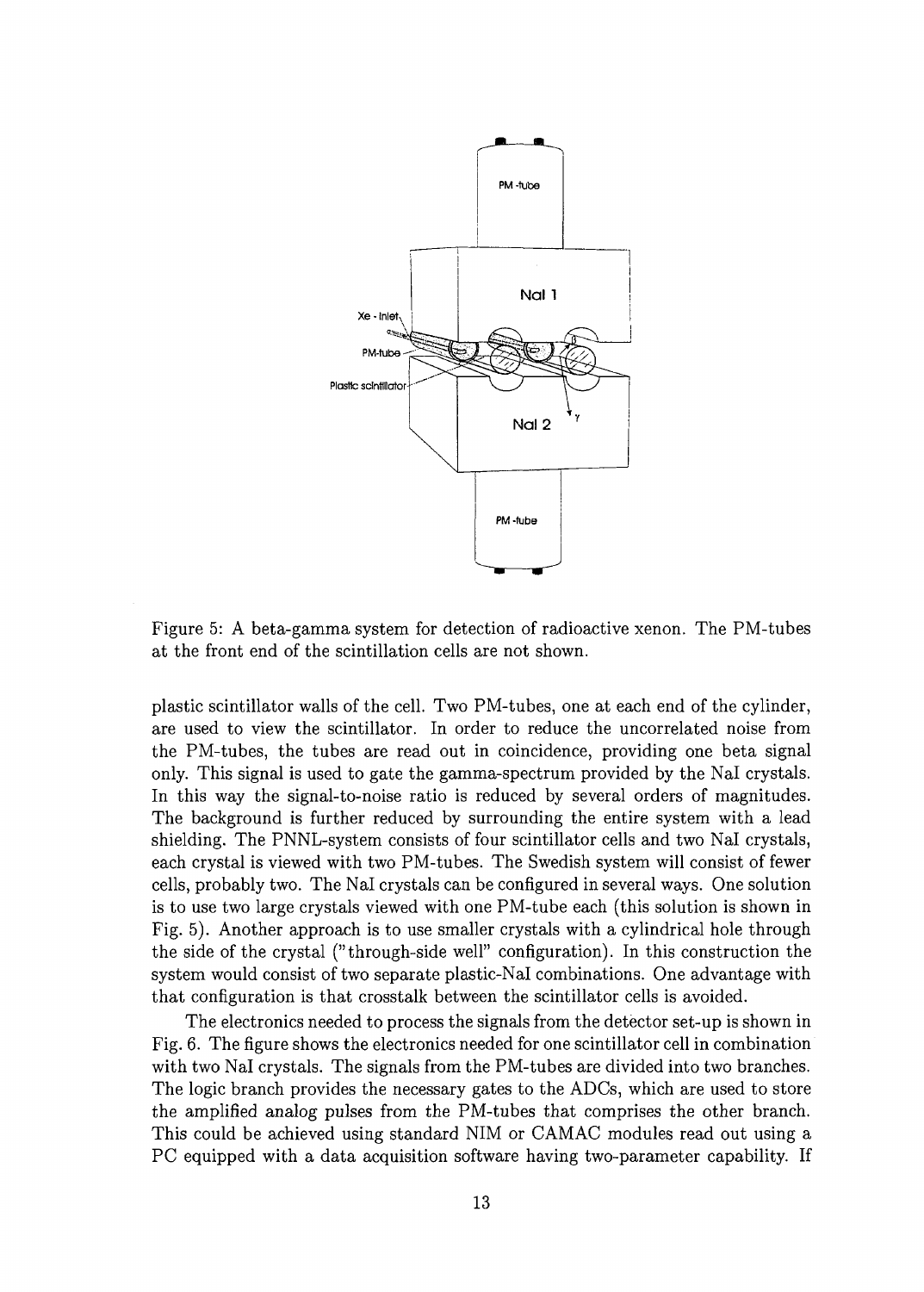Figure 5: A beta-gamma system for detection of radioactive xenon. The PM-tubes at the front end of the scintillation cells are not shown.

plastic scintillator walls of the cell. Two PM-tubes, one at each end of the cylinder, are used to view the scintillator. In order to reduce the uncorrelated noise from the PM-tubes, the tubes are read out in coincidence, providing one beta signal only. This signal is used to gate the gamma-spectrum provided by the NaI crystals. In this way the signal-to-noise ratio is reduced by several orders of magnitudes. The background is further reduced by surrounding the entire system with a lead shielding. The PNNL-system consists of four scintillator cells and two NaI crystals, each crystal is viewed with two PM-tubes. The Swedish system will consist of fewer cells, probably two. The NaI crystals can be configured in several ways. One solution is to use two large crystals viewed with one PM-tube each (this solution is shown in Fig. 5). Another approach is to use smaller crystals with a cylindrical hole through the side of the crystal ("through-side well" configuration). In this construction the system would consist of two separate plastic-NaI combinations. One advantage with that configuration is that crosstalk between the scintillator cells is avoided.

The electronics needed to process the signals from the detector set-up is shown in Fig. 6. The figure shows the electronics needed for one scintillator cell in combination with two NaI crystals. The signals from the PM-tubes are divided into two branches. The logic branch provides the necessary gates to the ADCs, which are used to store the amplified analog pulses from the PM-tubes that comprises the other branch. This could be achieved using standard NIM or CAMAC modules read out using a PC equipped with a data acquisition software having two-parameter capability. If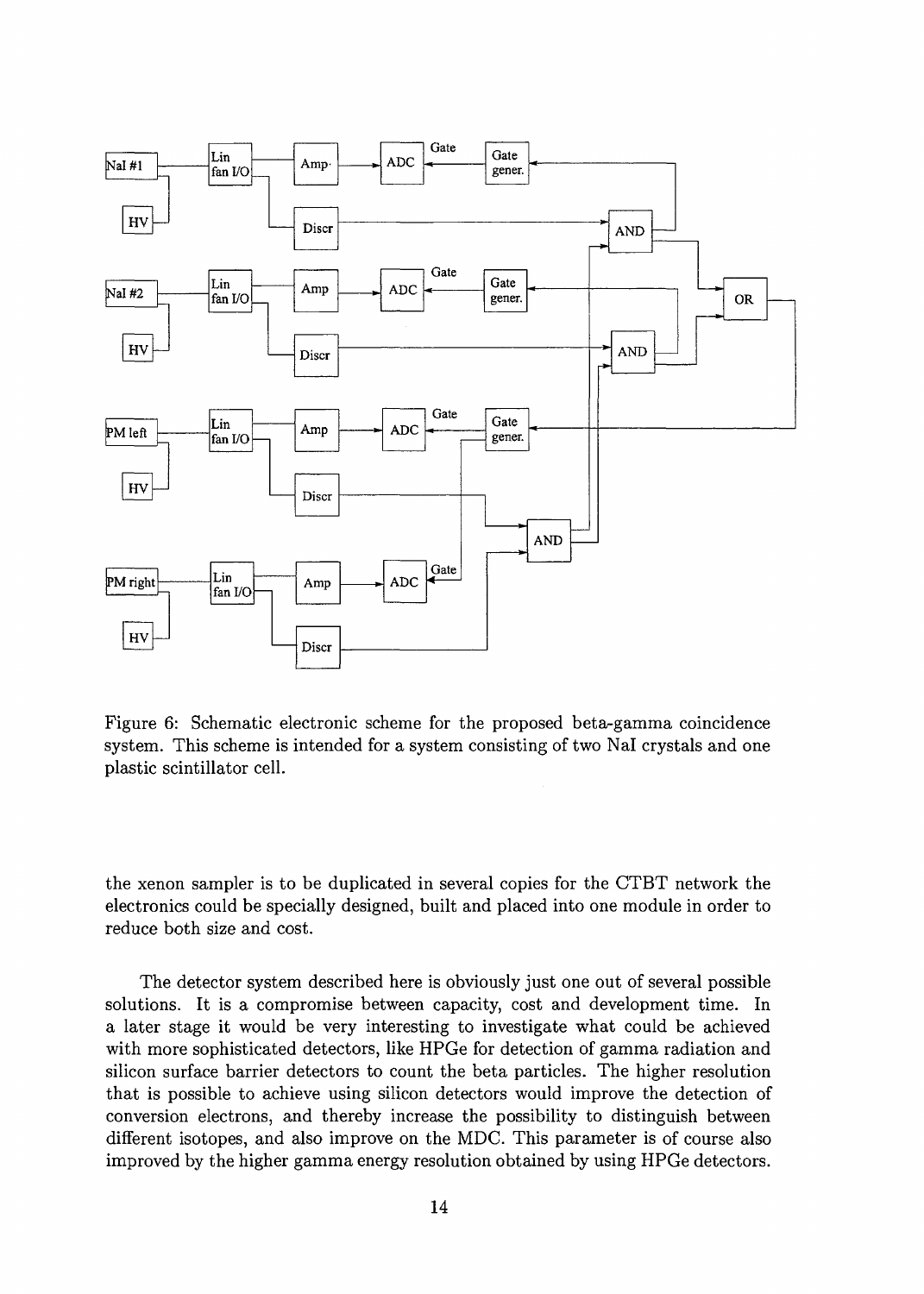Figure 6: Schematic electronic scheme for the proposed beta-gamma coincidence system. This scheme is intended for a system consisting of two NaI crystals and one plastic scintillator cell.

the xenon sampler is to be duplicated in several copies for the CTBT network the electronics could be specially designed, built and placed into one module in order to reduce both size and cost.

The detector system described here is obviously just one out of several possible solutions. It is a compromise between capacity, cost and development time. In a later stage it would be very interesting to investigate what could be achieved with more sophisticated detectors, like HPGe for detection of gamma radiation and silicon surface barrier detectors to count the beta particles. The higher resolution that is possible to achieve using silicon detectors would improve the detection of conversion electrons, and thereby increase the possibility to distinguish between different isotopes, and also improve on the MDC. This parameter is of course also improved by the higher gamma energy resolution obtained by using HPGe detectors.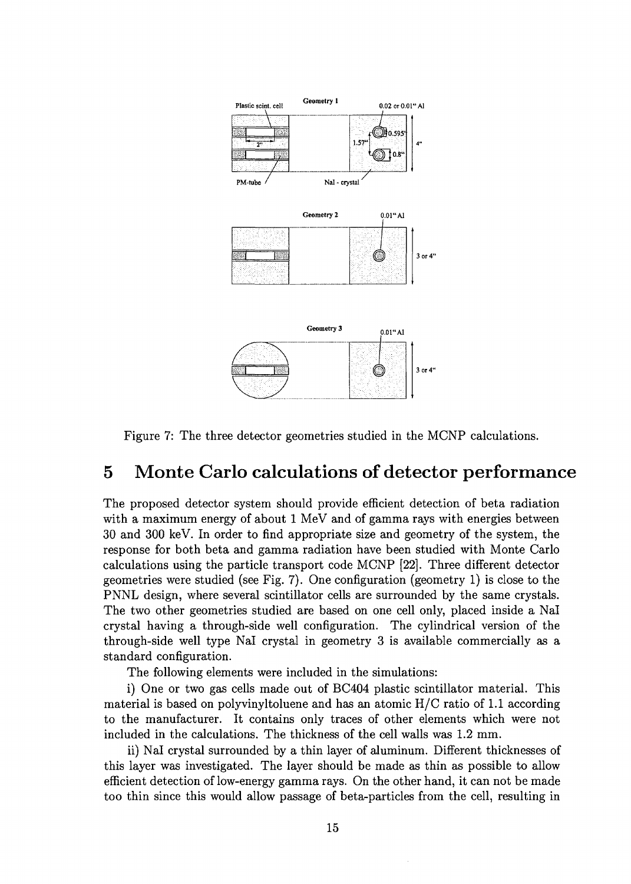Figure 7: The three detector geometries studied in the MCNP calculations.

# 5 Monte Carlo calculations of detector performance

The proposed detector system should provide efficient detection of beta radiation with a maximum energy of about 1 MeV and of gamma rays with energies between 30 and 300 keV. In order to find appropriate size and geometry of the system, the response for both beta and gamma radiation have been studied with Monte Carlo calculations using the particle transport code MCNP [22]. Three different detector geometries were studied (see Fig. 7). One configuration (geometry 1) is close to the PNNL design, where several scintillator cells are surrounded by the same crystals. The two other geometries studied are based on one cell only, placed inside a NaI crystal having a through-side well configuration. The cylindrical version of the through-side well type NaI crystal in geometry 3 is available commercially as a standard configuration.

The following elements were included in the simulations:

i) One or two gas cells made out of BC404 plastic scintillator material. This material is based on polyvinyltoluene and has an atomic H/C ratio of 1.1 according to the manufacturer. It contains only traces of other elements which were not included in the calculations. The thickness of the cell walls was 1.2 mm.

ii) NaI crystal surrounded by a thin layer of aluminum. Different thicknesses of this layer was investigated. The layer should be made as thin as possible to allow efficient detection of low-energy gamma rays. On the other hand, it can not be made too thin since this would allow passage of beta-particles from the cell, resulting in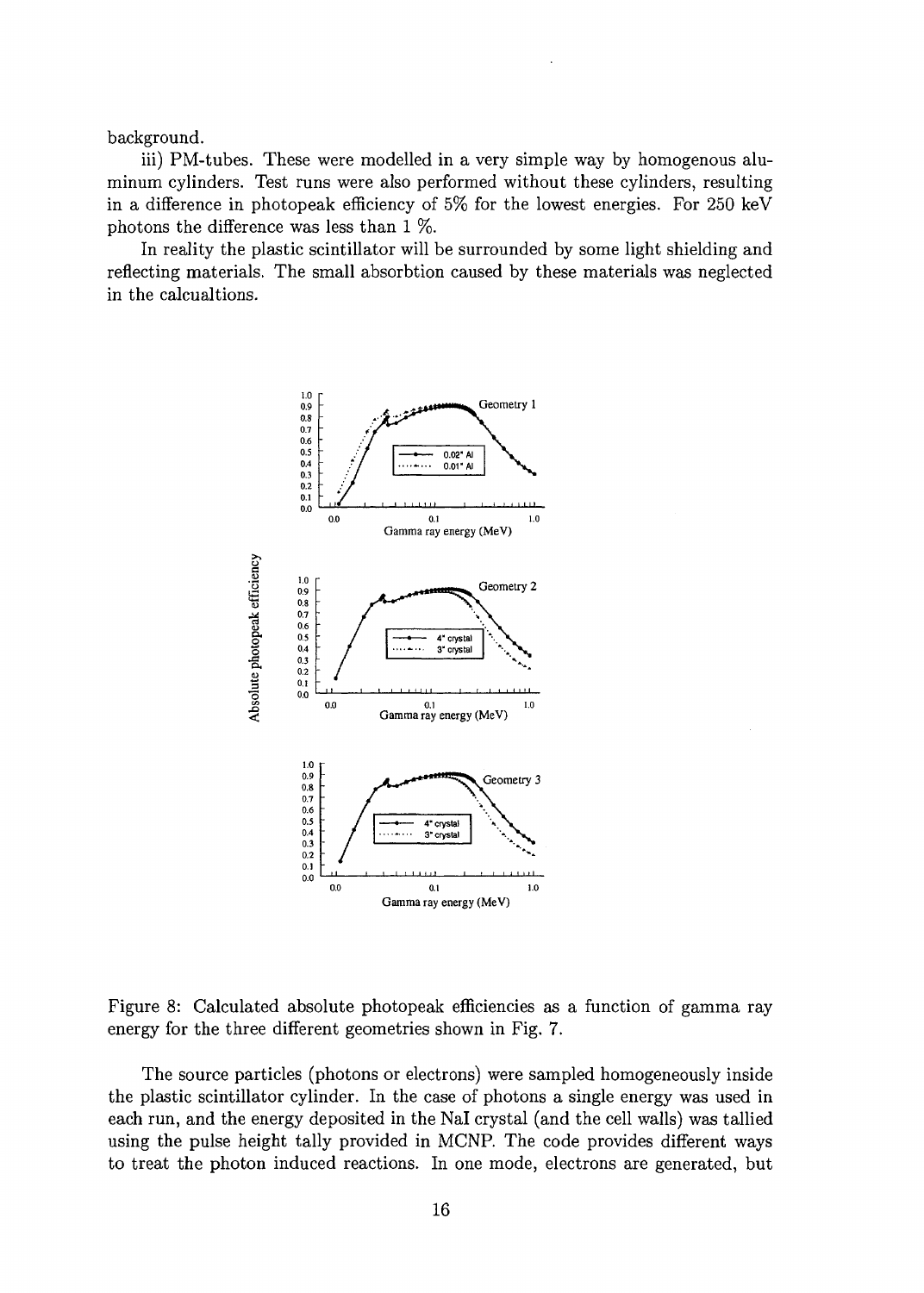background.

iii) PM-tubes. These were modelled in a very simple way by homogenous aluminum cylinders. Test runs were also performed without these cylinders, resulting in a difference in photopeak efficiency of 5% for the lowest energies. For 250 keV photons the difference was less than 1 %.

In reality the plastic scintillator will be surrounded by some light shielding and reflecting materials. The small absorbtion caused by these materials was neglected in the calcualtions.

Figure 8: Calculated absolute photopeak efficiencies as a function of gamma ray energy for the three different geometries shown in Fig. 7.

The source particles (photons or electrons) were sampled homogeneously inside the plastic scintillator cylinder. In the case of photons a single energy was used in each run, and the energy deposited in the NaI crystal (and the cell walls) was tallied using the pulse height tally provided in MCNP. The code provides different ways to treat the photon induced reactions. In one mode, electrons are generated, but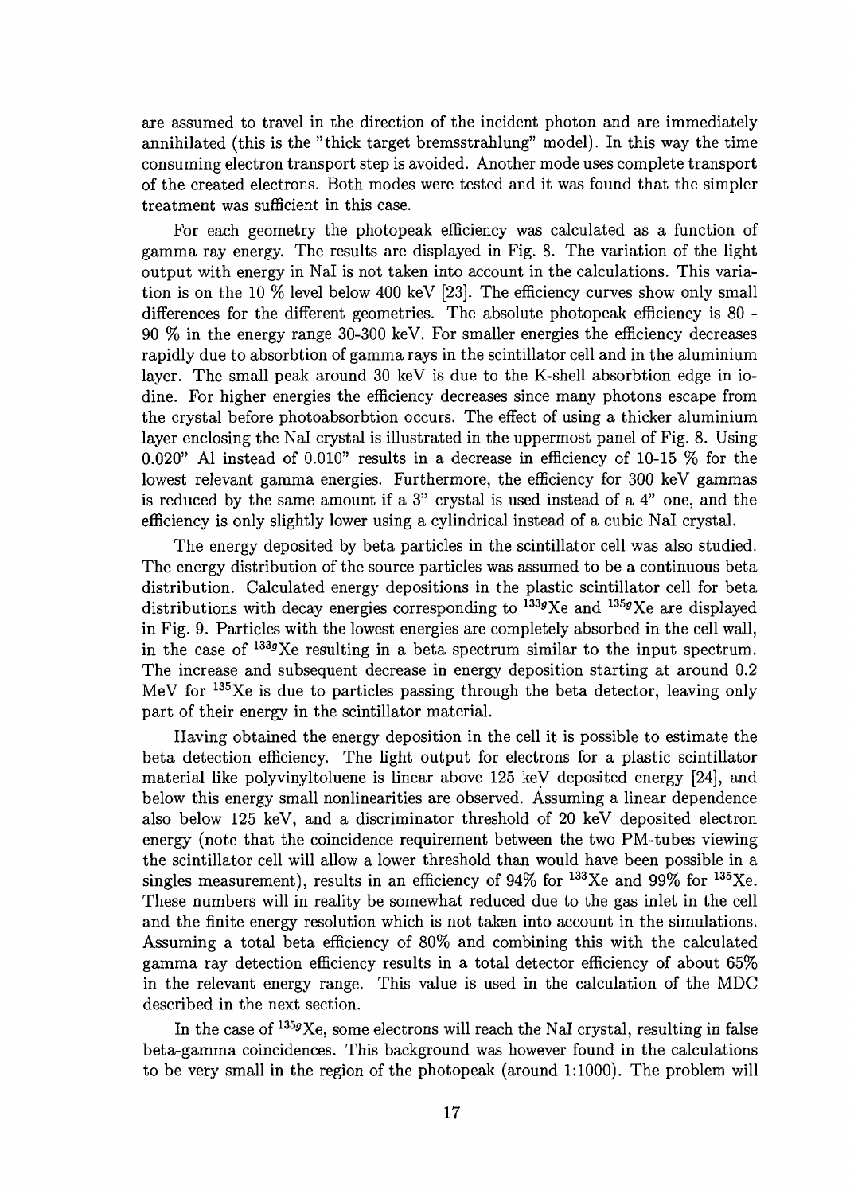are assumed to travel in the direction of the incident photon and are immediately annihilated (this is the "thick target bremsstrahlung" model). In this way the time consuming electron transport step is avoided. Another mode uses complete transport of the created electrons. Both modes were tested and it was found that the simpler treatment was sufficient in this case.

For each geometry the photopeak efficiency was calculated as a function of gamma ray energy. The results are displayed in Fig. 8. The variation of the light output with energy in NaI is not taken into account in the calculations. This variation is on the 10 % level below 400 keV [23]. The efficiency curves show only small differences for the different geometries. The absolute photopeak efficiency is 80 - 90 % in the energy range 30-300 keV. For smaller energies the efficiency decreases rapidly due to absorbtion of gamma rays in the scintillator cell and in the aluminium layer. The small peak around 30 keV is due to the K-shell absorbtion edge in iodine. For higher energies the efficiency decreases since many photons escape from the crystal before photoabsorbtion occurs. The effect of using a thicker aluminium layer enclosing the NaI crystal is illustrated in the uppermost panel of Fig. 8. Using 0.020" Al instead of 0.010" results in a decrease in efficiency of 10-15 % for the lowest relevant gamma energies. Furthermore, the efficiency for 300 keV gammas is reduced by the same amount if a 3" crystal is used instead of a 4" one, and the efficiency is only slightly lower using a cylindrical instead of a cubic NaI crystal.

The energy deposited by beta particles in the scintillator cell was also studied. The energy distribution of the source particles was assumed to be a continuous beta distribution. Calculated energy depositions in the plastic scintillator cell for beta distributions with decay energies corresponding to $^{133g}$Xe and $^{135g}$Xe are displayed in Fig. 9. Particles with the lowest energies are completely absorbed in the cell wall, in the case of $^{133g}$Xe resulting in a beta spectrum similar to the input spectrum. The increase and subsequent decrease in energy deposition starting at around 0.2 MeV for $^{135}$Xe is due to particles passing through the beta detector, leaving only part of their energy in the scintillator material.

Having obtained the energy deposition in the cell it is possible to estimate the beta detection efficiency. The light output for electrons for a plastic scintillator material like polyvinyltoluene is linear above 125 keV deposited energy [24], and below this energy small nonlinearities are observed. Assuming a linear dependence also below 125 keV, and a discriminator threshold of 20 keV deposited electron energy (note that the coincidence requirement between the two PM-tubes viewing the scintillator cell will allow a lower threshold than would have been possible in a singles measurement), results in an efficiency of 94% for $^{133}$Xe and 99% for $^{135}$Xe. These numbers will in reality be somewhat reduced due to the gas inlet in the cell and the finite energy resolution which is not taken into account in the simulations. Assuming a total beta efficiency of 80% and combining this with the calculated gamma ray detection efficiency results in a total detector efficiency of about 65% in the relevant energy range. This value is used in the calculation of the MDC described in the next section.

In the case of $^{135g}$Xe, some electrons will reach the NaI crystal, resulting in false beta-gamma coincidences. This background was however found in the calculations to be very small in the region of the photopeak (around 1:1000). The problem will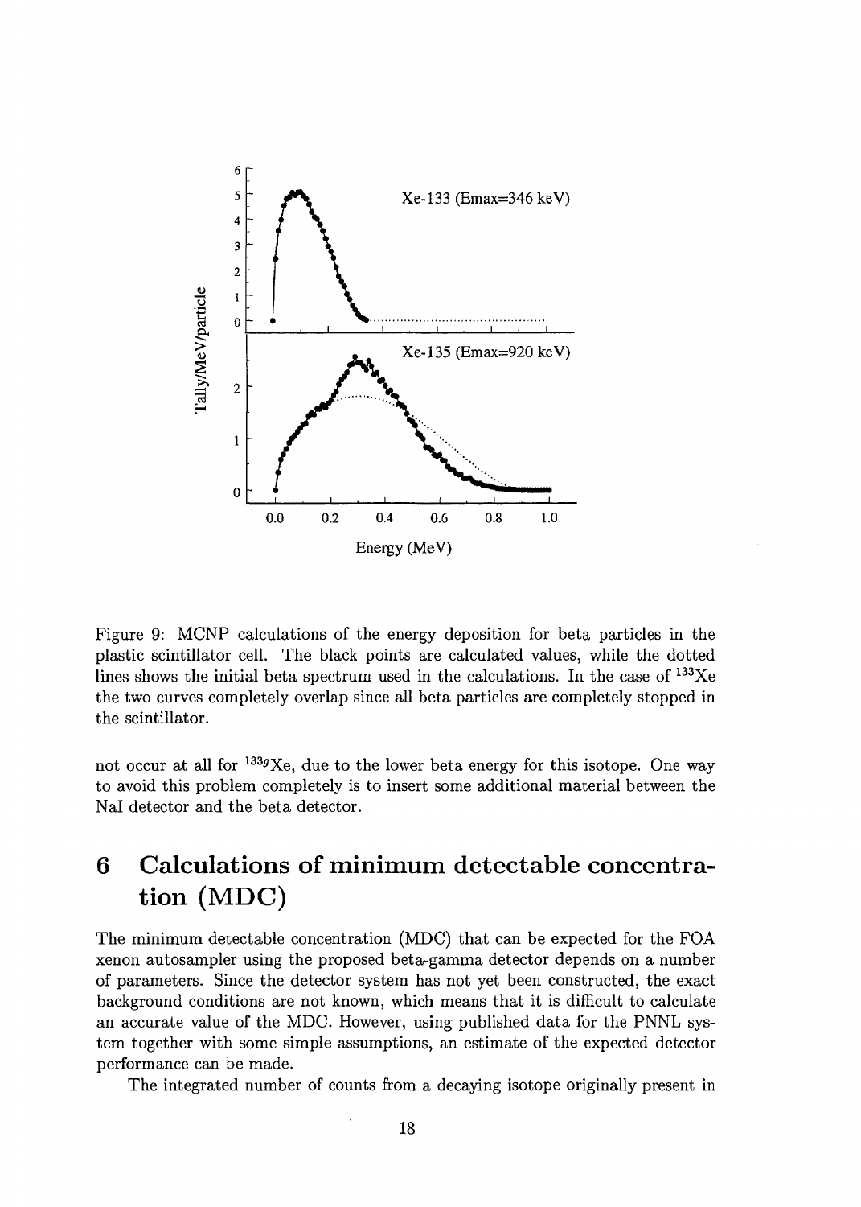Figure 9: MCNP calculations of the energy deposition for beta particles in the plastic scintillator cell. The black points are calculated values, while the dotted lines shows the initial beta spectrum used in the calculations. In the case of $^{133}$Xe the two curves completely overlap since all beta particles are completely stopped in the scintillator.

not occur at all for $^{133g}$Xe, due to the lower beta energy for this isotope. One way to avoid this problem completely is to insert some additional material between the NaI detector and the beta detector.

# 6 Calculations of minimum detectable concentration (MDC)

The minimum detectable concentration (MDC) that can be expected for the FOA xenon autosampler using the proposed beta-gamma detector depends on a number of parameters. Since the detector system has not yet been constructed, the exact background conditions are not known, which means that it is difficult to calculate an accurate value of the MDC. However, using published data for the PNNL system together with some simple assumptions, an estimate of the expected detector performance can be made.

The integrated number of counts from a decaying isotope originally present in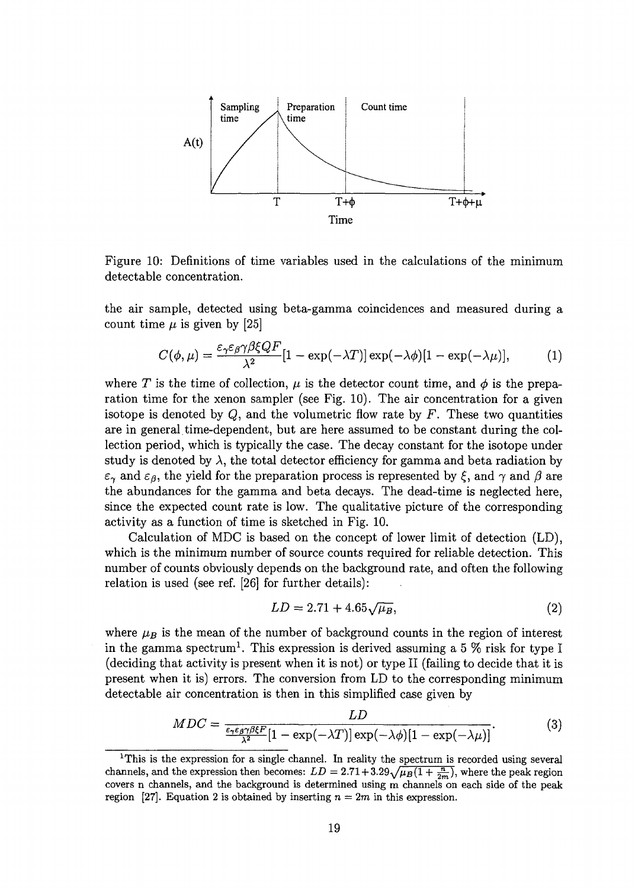Figure 10: Definitions of time variables used in the calculations of the minimum detectable concentration.

the air sample, detected using beta-gamma coincidences and measured during a count time $\mu$ is given by [25]

$$C(\phi, \mu) = \frac{\varepsilon_\gamma \varepsilon_\beta \gamma \beta \xi Q F}{\lambda^2} [1 - \exp(-\lambda T)] \exp(-\lambda \phi) [1 - \exp(-\lambda \mu)], \tag{1}$$

where $T$ is the time of collection, $\mu$ is the detector count time, and $\phi$ is the preparation time for the xenon sampler (see Fig. 10). The air concentration for a given isotope is denoted by $Q$, and the volumetric flow rate by $F$. These two quantities are in general time-dependent, but are here assumed to be constant during the collection period, which is typically the case. The decay constant for the isotope under study is denoted by $\lambda$, the total detector efficiency for gamma and beta radiation by $\varepsilon_\gamma$ and $\varepsilon_\beta$, the yield for the preparation process is represented by $\xi$, and $\gamma$ and $\beta$ are the abundances for the gamma and beta decays. The dead-time is neglected here, since the expected count rate is low. The qualitative picture of the corresponding activity as a function of time is sketched in Fig. 10.

Calculation of MDC is based on the concept of lower limit of detection (LD), which is the minimum number of source counts required for reliable detection. This number of counts obviously depends on the background rate, and often the following relation is used (see ref. [26] for further details):

$$LD = 2.71 + 4.65\sqrt{\mu_B}, \tag{2}$$

where $\mu_B$ is the mean of the number of background counts in the region of interest in the gamma spectrum[1]. This expression is derived assuming a 5 % risk for type I (deciding that activity is present when it is not) or type II (failing to decide that it is present when it is) errors. The conversion from LD to the corresponding minimum detectable air concentration is then in this simplified case given by

$$MDC = \frac{LD}{\frac{\varepsilon_\gamma \varepsilon_\beta \gamma \beta \xi F}{\lambda^2} [1 - \exp(-\lambda T)] \exp(-\lambda \phi) [1 - \exp(-\lambda \mu)]}. \tag{3}$$

[1] This is the expression for a single channel. In reality the spectrum is recorded using several channels, and the expression then becomes: $LD = 2.71 + 3.29\sqrt{\mu_B(1 + \frac{n}{2m})}$, where the peak region covers n channels, and the background is determined using m channels on each side of the peak region [27]. Equation 2 is obtained by inserting $n = 2m$ in this expression.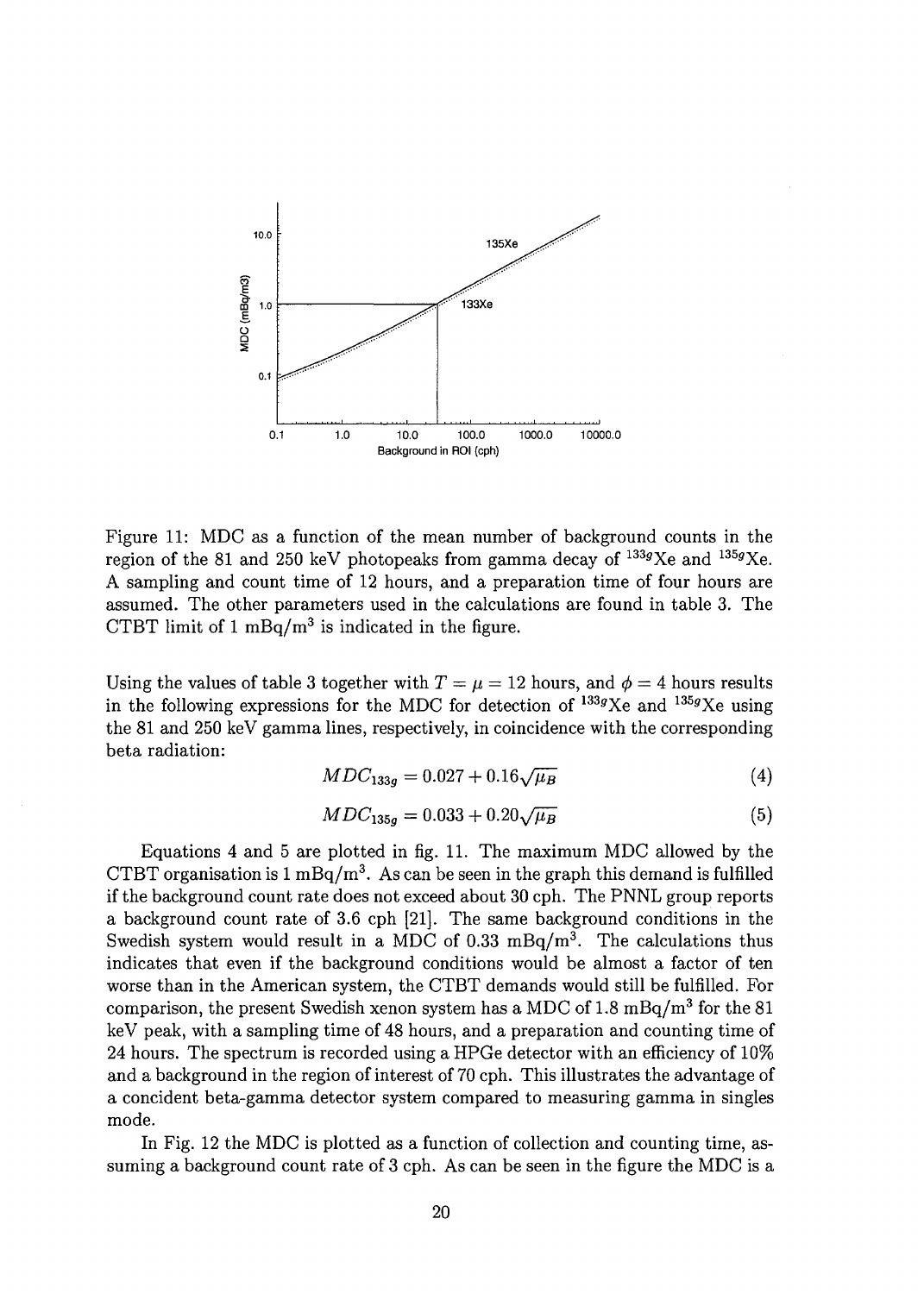Figure 11: MDC as a function of the mean number of background counts in the region of the 81 and 250 keV photopeaks from gamma decay of $^{133g}$Xe and $^{135g}$Xe. A sampling and count time of 12 hours, and a preparation time of four hours are assumed. The other parameters used in the calculations are found in table 3. The CTBT limit of 1 mBq/m$^3$ is indicated in the figure.

Using the values of table 3 together with $T = \mu = 12$ hours, and $\phi = 4$ hours results in the following expressions for the MDC for detection of $^{133g}$Xe and $^{135g}$Xe using the 81 and 250 keV gamma lines, respectively, in coincidence with the corresponding beta radiation:

$$MDC_{133g} = 0.027 + 0.16\sqrt{\mu_B} \tag{4}$$

$$MDC_{135g} = 0.033 + 0.20\sqrt{\mu_B} \tag{5}$$

Equations 4 and 5 are plotted in fig. 11. The maximum MDC allowed by the CTBT organisation is 1 mBq/m$^3$. As can be seen in the graph this demand is fulfilled if the background count rate does not exceed about 30 cph. The PNNL group reports a background count rate of 3.6 cph [21]. The same background conditions in the Swedish system would result in a MDC of 0.33 mBq/m$^3$. The calculations thus indicates that even if the background conditions would be almost a factor of ten worse than in the American system, the CTBT demands would still be fulfilled. For comparison, the present Swedish xenon system has a MDC of 1.8 mBq/m$^3$ for the 81 keV peak, with a sampling time of 48 hours, and a preparation and counting time of 24 hours. The spectrum is recorded using a HPGe detector with an efficiency of 10% and a background in the region of interest of 70 cph. This illustrates the advantage of a concident beta-gamma detector system compared to measuring gamma in singles mode.

In Fig. 12 the MDC is plotted as a function of collection and counting time, assuming a background count rate of 3 cph. As can be seen in the figure the MDC is a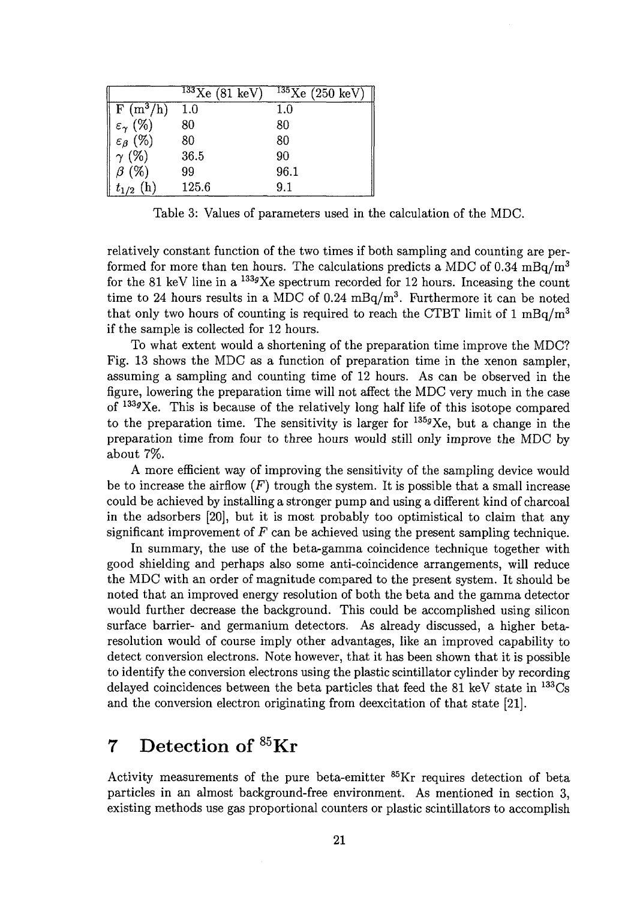| | $^{133}$Xe (81 keV) | $^{135}$Xe (250 keV) |
|---|---|---|
| F ($m^3$/h) | 1.0 | 1.0 |
| $\varepsilon_\gamma$ (%) | 80 | 80 |
| $\varepsilon_\beta$ (%) | 80 | 80 |
| $\gamma$ (%) | 36.5 | 90 |
| $\beta$ (%) | 99 | 96.1 |
| $t_{1/2}$ (h) | 125.6 | 9.1 |

Table 3: Values of parameters used in the calculation of the MDC.

relatively constant function of the two times if both sampling and counting are performed for more than ten hours. The calculations predicts a MDC of 0.34 mBq/$m^3$ for the 81 keV line in a $^{133g}$Xe spectrum recorded for 12 hours. Inceasing the count time to 24 hours results in a MDC of 0.24 mBq/$m^3$. Furthermore it can be noted that only two hours of counting is required to reach the CTBT limit of 1 mBq/$m^3$ if the sample is collected for 12 hours.

To what extent would a shortening of the preparation time improve the MDC? Fig. 13 shows the MDC as a function of preparation time in the xenon sampler, assuming a sampling and counting time of 12 hours. As can be observed in the figure, lowering the preparation time will not affect the MDC very much in the case of $^{133g}$Xe. This is because of the relatively long half life of this isotope compared to the preparation time. The sensitivity is larger for $^{135g}$Xe, but a change in the preparation time from four to three hours would still only improve the MDC by about 7%.

A more efficient way of improving the sensitivity of the sampling device would be to increase the airflow ($F$) trough the system. It is possible that a small increase could be achieved by installing a stronger pump and using a different kind of charcoal in the adsorbers [20], but it is most probably too optimistical to claim that any significant improvement of $F$ can be achieved using the present sampling technique.

In summary, the use of the beta-gamma coincidence technique together with good shielding and perhaps also some anti-coincidence arrangements, will reduce the MDC with an order of magnitude compared to the present system. It should be noted that an improved energy resolution of both the beta and the gamma detector would further decrease the background. This could be accomplished using silicon surface barrier- and germanium detectors. As already discussed, a higher beta-resolution would of course imply other advantages, like an improved capability to detect conversion electrons. Note however, that it has been shown that it is possible to identify the conversion electrons using the plastic scintillator cylinder by recording delayed coincidences between the beta particles that feed the 81 keV state in $^{133}$Cs and the conversion electron originating from deexcitation of that state [21].

# 7 Detection of $^{85}$Kr

Activity measurements of the pure beta-emitter $^{85}$Kr requires detection of beta particles in an almost background-free environment. As mentioned in section 3, existing methods use gas proportional counters or plastic scintillators to accomplish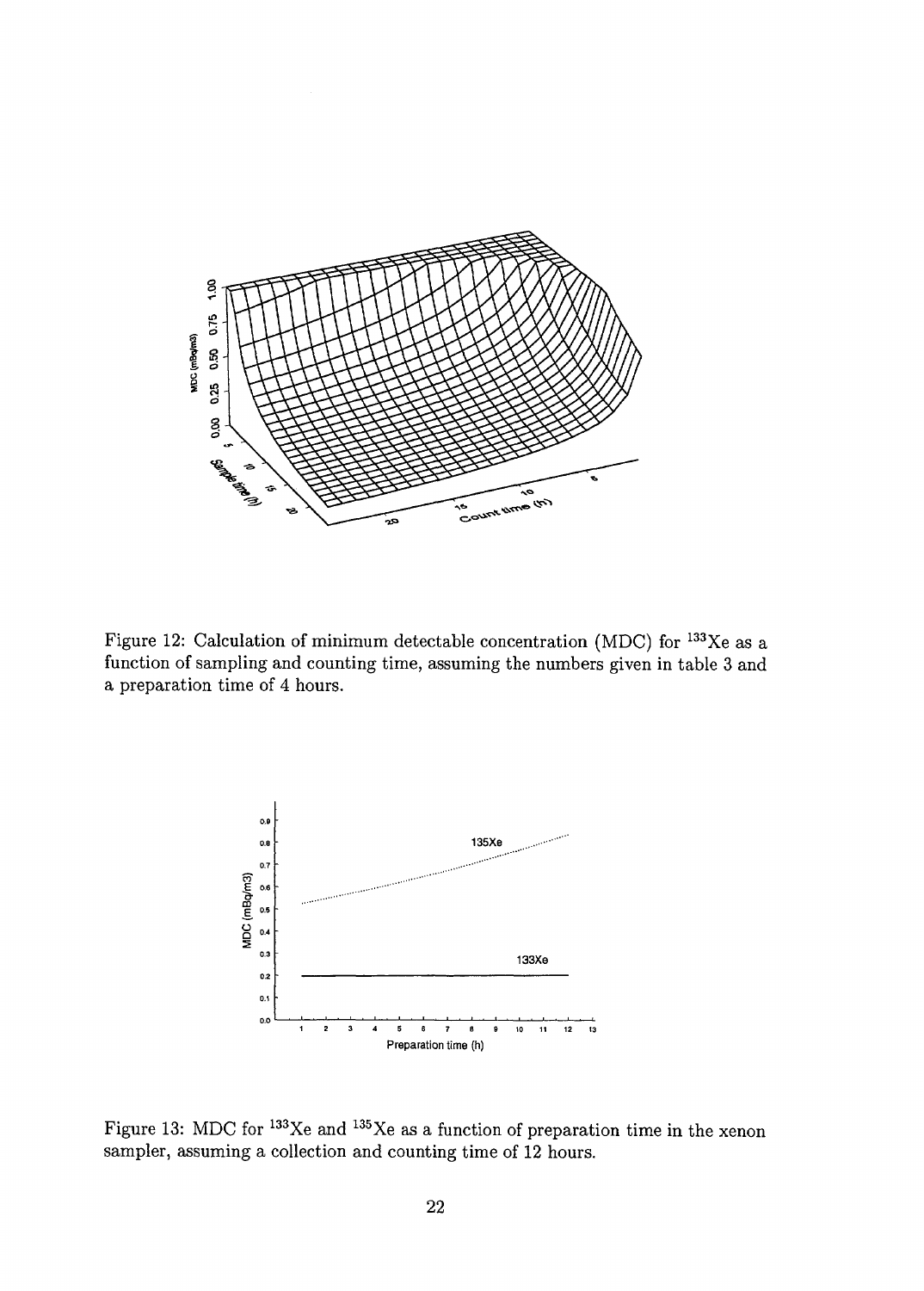Figure 12: Calculation of minimum detectable concentration (MDC) for $^{133}$Xe as a function of sampling and counting time, assuming the numbers given in table 3 and a preparation time of 4 hours.

Figure 13: MDC for $^{133}$Xe and $^{135}$Xe as a function of preparation time in the xenon sampler, assuming a collection and counting time of 12 hours.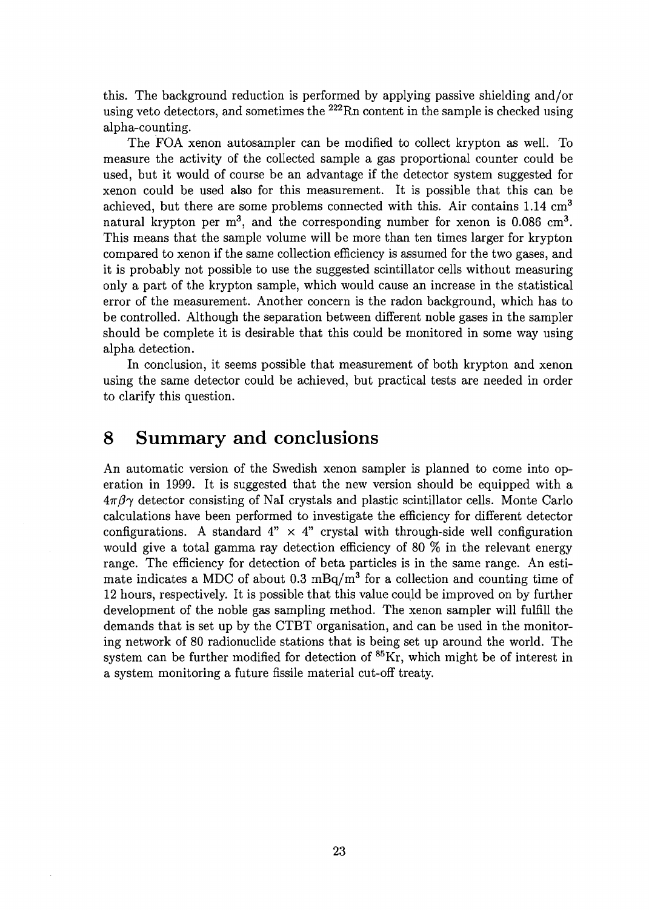this. The background reduction is performed by applying passive shielding and/or using veto detectors, and sometimes the $^{222}Rn$ content in the sample is checked using alpha-counting.

The FOA xenon autosampler can be modified to collect krypton as well. To measure the activity of the collected sample a gas proportional counter could be used, but it would of course be an advantage if the detector system suggested for xenon could be used also for this measurement. It is possible that this can be achieved, but there are some problems connected with this. Air contains 1.14 $cm^3$ natural krypton per $m^3$, and the corresponding number for xenon is 0.086 $cm^3$. This means that the sample volume will be more than ten times larger for krypton compared to xenon if the same collection efficiency is assumed for the two gases, and it is probably not possible to use the suggested scintillator cells without measuring only a part of the krypton sample, which would cause an increase in the statistical error of the measurement. Another concern is the radon background, which has to be controlled. Although the separation between different noble gases in the sampler should be complete it is desirable that this could be monitored in some way using alpha detection.

In conclusion, it seems possible that measurement of both krypton and xenon using the same detector could be achieved, but practical tests are needed in order to clarify this question.

# 8 Summary and conclusions

An automatic version of the Swedish xenon sampler is planned to come into operation in 1999. It is suggested that the new version should be equipped with a $4\pi\beta\gamma$ detector consisting of NaI crystals and plastic scintillator cells. Monte Carlo calculations have been performed to investigate the efficiency for different detector configurations. A standard 4" $\times$ 4" crystal with through-side well configuration would give a total gamma ray detection efficiency of 80 % in the relevant energy range. The efficiency for detection of beta particles is in the same range. An estimate indicates a MDC of about 0.3 $mBq/m^3$ for a collection and counting time of 12 hours, respectively. It is possible that this value could be improved on by further development of the noble gas sampling method. The xenon sampler will fulfill the demands that is set up by the CTBT organisation, and can be used in the monitoring network of 80 radionuclide stations that is being set up around the world. The system can be further modified for detection of $^{85}Kr$, which might be of interest in a system monitoring a future fissile material cut-off treaty.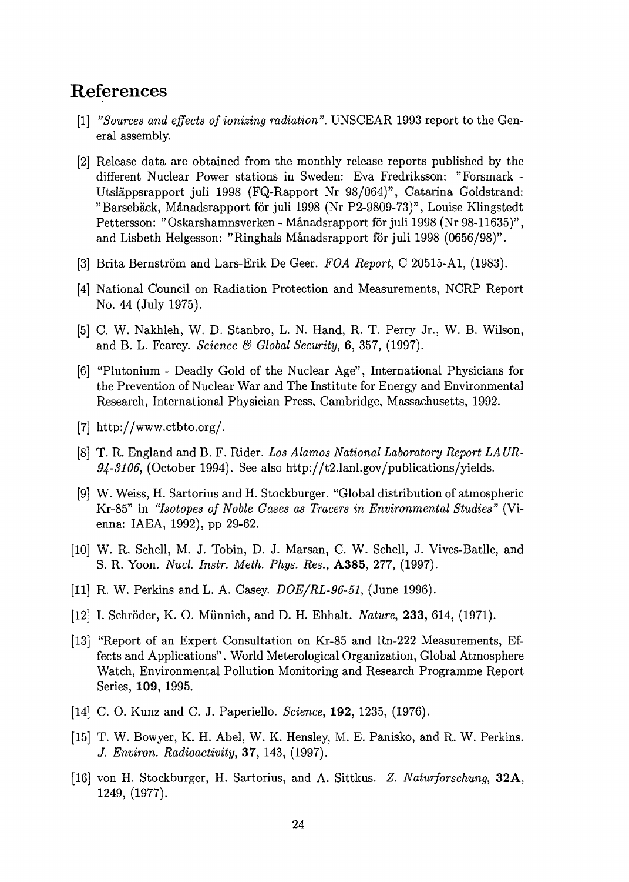# References

[1] *"Sources and effects of ionizing radiation"*. UNSCEAR 1993 report to the General assembly.

[2] Release data are obtained from the monthly release reports published by the different Nuclear Power stations in Sweden: Eva Fredriksson: "Forsmark - Utsläppsrapport juli 1998 (FQ-Rapport Nr 98/064)", Catarina Goldstrand: "Barsebäck, Månadsrapport för juli 1998 (Nr P2-9809-73)", Louise Klingstedt Pettersson: "Oskarshamnsverken - Månadsrapport för juli 1998 (Nr 98-11635)", and Lisbeth Helgesson: "Ringhals Månadsrapport för juli 1998 (0656/98)".

[3] Brita Bernström and Lars-Erik De Geer. *FOA Report*, C 20515-A1, (1983).

[4] National Council on Radiation Protection and Measurements, NCRP Report No. 44 (July 1975).

[5] C. W. Nakhleh, W. D. Stanbro, L. N. Hand, R. T. Perry Jr., W. B. Wilson, and B. L. Fearey. *Science & Global Security*, **6**, 357, (1997).

[6] "Plutonium - Deadly Gold of the Nuclear Age", International Physicians for the Prevention of Nuclear War and The Institute for Energy and Environmental Research, International Physician Press, Cambridge, Massachusetts, 1992.

[7] http://www.ctbto.org/.

[8] T. R. England and B. F. Rider. *Los Alamos National Laboratory Report LAUR-94-3106*, (October 1994). See also http://t2.lanl.gov/publications/yields.

[9] W. Weiss, H. Sartorius and H. Stockburger. "Global distribution of atmospheric Kr-85" in *"Isotopes of Noble Gases as Tracers in Environmental Studies"* (Vienna: IAEA, 1992), pp 29-62.

[10] W. R. Schell, M. J. Tobin, D. J. Marsan, C. W. Schell, J. Vives-Batlle, and S. R. Yoon. *Nucl. Instr. Meth. Phys. Res.*, **A385**, 277, (1997).

[11] R. W. Perkins and L. A. Casey. *DOE/RL-96-51*, (June 1996).

[12] I. Schröder, K. O. Münnich, and D. H. Ehhalt. *Nature*, **233**, 614, (1971).

[13] "Report of an Expert Consultation on Kr-85 and Rn-222 Measurements, Effects and Applications". World Meterological Organization, Global Atmosphere Watch, Environmental Pollution Monitoring and Research Programme Report Series, **109**, 1995.

[14] C. O. Kunz and C. J. Paperiello. *Science*, **192**, 1235, (1976).

[15] T. W. Bowyer, K. H. Abel, W. K. Hensley, M. E. Panisko, and R. W. Perkins. *J. Environ. Radioactivity*, **37**, 143, (1997).

[16] von H. Stockburger, H. Sartorius, and A. Sittkus. *Z. Naturforschung*, **32A**, 1249, (1977).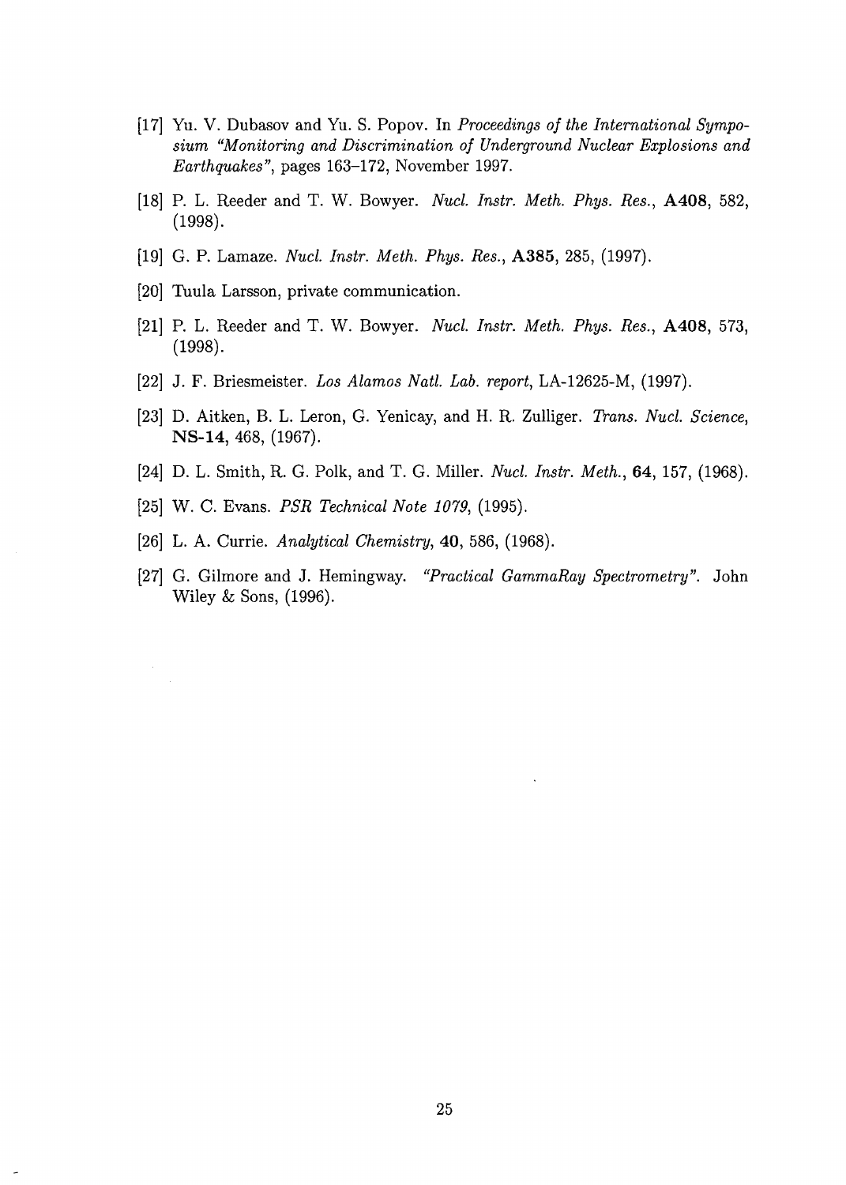[17] Yu. V. Dubasov and Yu. S. Popov. In *Proceedings of the International Symposium "Monitoring and Discrimination of Underground Nuclear Explosions and Earthquakes"*, pages 163–172, November 1997.

[18] P. L. Reeder and T. W. Bowyer. *Nucl. Instr. Meth. Phys. Res.*, **A408**, 582, (1998).

[19] G. P. Lamaze. *Nucl. Instr. Meth. Phys. Res.*, **A385**, 285, (1997).

[20] Tuula Larsson, private communication.

[21] P. L. Reeder and T. W. Bowyer. *Nucl. Instr. Meth. Phys. Res.*, **A408**, 573, (1998).

[22] J. F. Briesmeister. *Los Alamos Natl. Lab. report*, LA-12625-M, (1997).

[23] D. Aitken, B. L. Leron, G. Yenicay, and H. R. Zulliger. *Trans. Nucl. Science*, **NS-14**, 468, (1967).

[24] D. L. Smith, R. G. Polk, and T. G. Miller. *Nucl. Instr. Meth.*, **64**, 157, (1968).

[25] W. C. Evans. *PSR Technical Note 1079*, (1995).

[26] L. A. Currie. *Analytical Chemistry*, **40**, 586, (1968).

[27] G. Gilmore and J. Hemingway. *"Practical GammaRay Spectrometry"*. John Wiley & Sons, (1996).